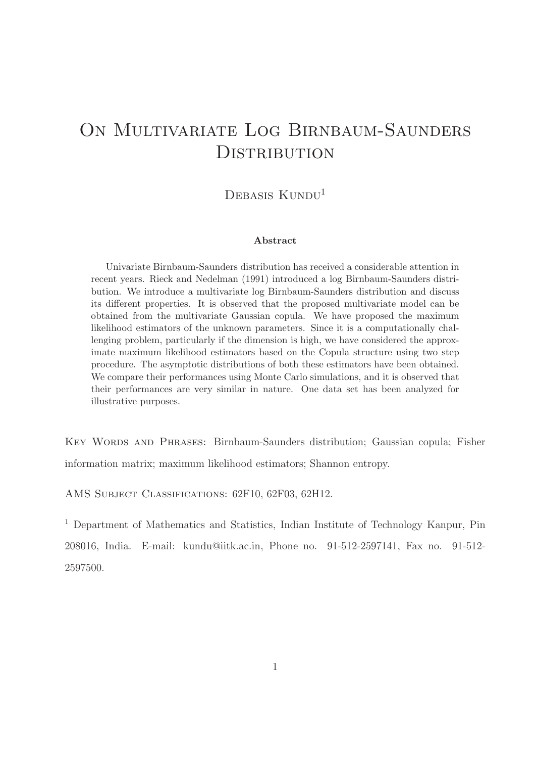# On Multivariate Log Birnbaum-Saunders Distribution

Debasis Kundu[1]

**Abstract**

Univariate Birnbaum-Saunders distribution has received a considerable attention in recent years. Rieck and Nedelman (1991) introduced a log Birnbaum-Saunders distribution. We introduce a multivariate log Birnbaum-Saunders distribution and discuss its different properties. It is observed that the proposed multivariate model can be obtained from the multivariate Gaussian copula. We have proposed the maximum likelihood estimators of the unknown parameters. Since it is a computationally challenging problem, particularly if the dimension is high, we have considered the approximate maximum likelihood estimators based on the Copula structure using two step procedure. The asymptotic distributions of both these estimators have been obtained. We compare their performances using Monte Carlo simulations, and it is observed that their performances are very similar in nature. One data set has been analyzed for illustrative purposes.

Key Words and Phrases: Birnbaum-Saunders distribution; Gaussian copula; Fisher information matrix; maximum likelihood estimators; Shannon entropy.

AMS Subject Classifications: 62F10, 62F03, 62H12.

[1] Department of Mathematics and Statistics, Indian Institute of Technology Kanpur, Pin 208016, India. E-mail: kundu@iitk.ac.in, Phone no. 91-512-2597141, Fax no. 91-512-2597500.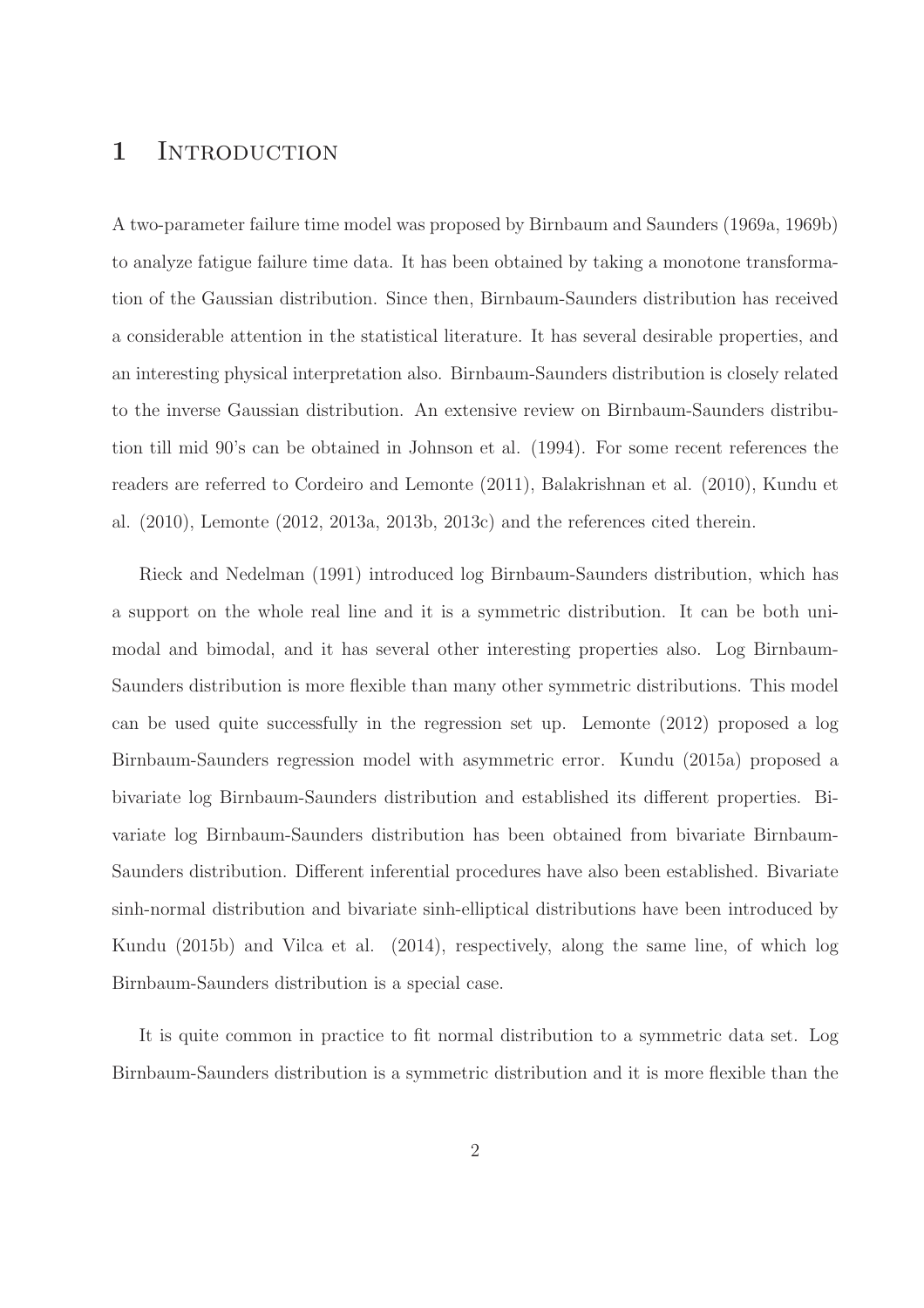# 1 Introduction

A two-parameter failure time model was proposed by Birnbaum and Saunders (1969a, 1969b) to analyze fatigue failure time data. It has been obtained by taking a monotone transformation of the Gaussian distribution. Since then, Birnbaum-Saunders distribution has received a considerable attention in the statistical literature. It has several desirable properties, and an interesting physical interpretation also. Birnbaum-Saunders distribution is closely related to the inverse Gaussian distribution. An extensive review on Birnbaum-Saunders distribution till mid 90's can be obtained in Johnson et al. (1994). For some recent references the readers are referred to Cordeiro and Lemonte (2011), Balakrishnan et al. (2010), Kundu et al. (2010), Lemonte (2012, 2013a, 2013b, 2013c) and the references cited therein.

Rieck and Nedelman (1991) introduced log Birnbaum-Saunders distribution, which has a support on the whole real line and it is a symmetric distribution. It can be both unimodal and bimodal, and it has several other interesting properties also. Log Birnbaum-Saunders distribution is more flexible than many other symmetric distributions. This model can be used quite successfully in the regression set up. Lemonte (2012) proposed a log Birnbaum-Saunders regression model with asymmetric error. Kundu (2015a) proposed a bivariate log Birnbaum-Saunders distribution and established its different properties. Bivariate log Birnbaum-Saunders distribution has been obtained from bivariate Birnbaum-Saunders distribution. Different inferential procedures have also been established. Bivariate sinh-normal distribution and bivariate sinh-elliptical distributions have been introduced by Kundu (2015b) and Vilca et al. (2014), respectively, along the same line, of which log Birnbaum-Saunders distribution is a special case.

It is quite common in practice to fit normal distribution to a symmetric data set. Log Birnbaum-Saunders distribution is a symmetric distribution and it is more flexible than the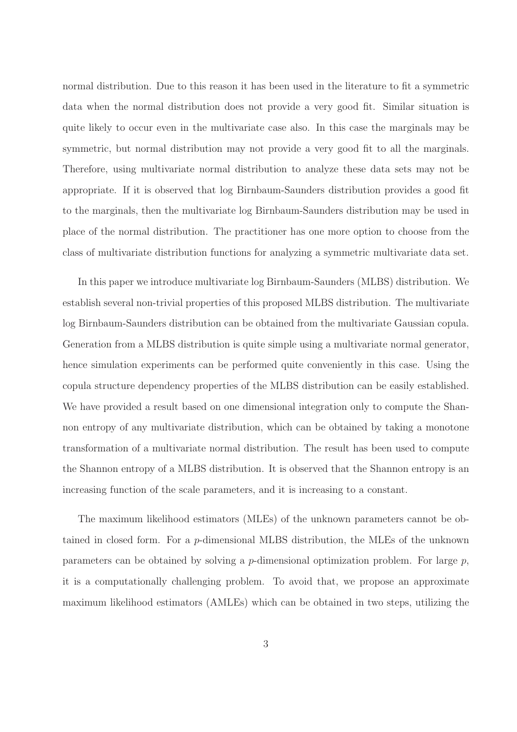normal distribution. Due to this reason it has been used in the literature to fit a symmetric data when the normal distribution does not provide a very good fit. Similar situation is quite likely to occur even in the multivariate case also. In this case the marginals may be symmetric, but normal distribution may not provide a very good fit to all the marginals. Therefore, using multivariate normal distribution to analyze these data sets may not be appropriate. If it is observed that log Birnbaum-Saunders distribution provides a good fit to the marginals, then the multivariate log Birnbaum-Saunders distribution may be used in place of the normal distribution. The practitioner has one more option to choose from the class of multivariate distribution functions for analyzing a symmetric multivariate data set.

In this paper we introduce multivariate log Birnbaum-Saunders (MLBS) distribution. We establish several non-trivial properties of this proposed MLBS distribution. The multivariate log Birnbaum-Saunders distribution can be obtained from the multivariate Gaussian copula. Generation from a MLBS distribution is quite simple using a multivariate normal generator, hence simulation experiments can be performed quite conveniently in this case. Using the copula structure dependency properties of the MLBS distribution can be easily established. We have provided a result based on one dimensional integration only to compute the Shannon entropy of any multivariate distribution, which can be obtained by taking a monotone transformation of a multivariate normal distribution. The result has been used to compute the Shannon entropy of a MLBS distribution. It is observed that the Shannon entropy is an increasing function of the scale parameters, and it is increasing to a constant.

The maximum likelihood estimators (MLEs) of the unknown parameters cannot be obtained in closed form. For a $p$-dimensional MLBS distribution, the MLEs of the unknown parameters can be obtained by solving a $p$-dimensional optimization problem. For large $p$, it is a computationally challenging problem. To avoid that, we propose an approximate maximum likelihood estimators (AMLEs) which can be obtained in two steps, utilizing the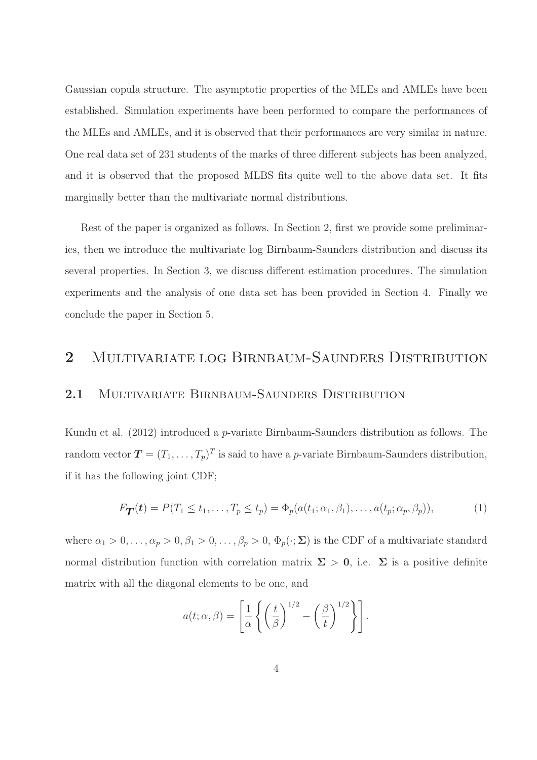Gaussian copula structure. The asymptotic properties of the MLEs and AMLEs have been established. Simulation experiments have been performed to compare the performances of the MLEs and AMLEs, and it is observed that their performances are very similar in nature. One real data set of 231 students of the marks of three different subjects has been analyzed, and it is observed that the proposed MLBS fits quite well to the above data set. It fits marginally better than the multivariate normal distributions.

Rest of the paper is organized as follows. In Section 2, first we provide some preliminaries, then we introduce the multivariate log Birnbaum-Saunders distribution and discuss its several properties. In Section 3, we discuss different estimation procedures. The simulation experiments and the analysis of one data set has been provided in Section 4. Finally we conclude the paper in Section 5.

# 2 Multivariate log Birnbaum-Saunders Distribution

## 2.1 Multivariate Birnbaum-Saunders Distribution

Kundu et al. (2012) introduced a $p$-variate Birnbaum-Saunders distribution as follows. The random vector $\boldsymbol{T} = (T_1, \ldots, T_p)^T$ is said to have a $p$-variate Birnbaum-Saunders distribution, if it has the following joint CDF;

$$F_{\boldsymbol{T}}(\boldsymbol{t}) = P(T_1 \le t_1, \ldots, T_p \le t_p) = \Phi_p(a(t_1; \alpha_1, \beta_1), \ldots, a(t_p; \alpha_p, \beta_p)), \tag{1}$$

where $\alpha_1 > 0, \ldots, \alpha_p > 0, \beta_1 > 0, \ldots, \beta_p > 0$, $\Phi_p(\cdot; \boldsymbol{\Sigma})$ is the CDF of a multivariate standard normal distribution function with correlation matrix $\boldsymbol{\Sigma} > \boldsymbol{0}$, i.e. $\boldsymbol{\Sigma}$ is a positive definite matrix with all the diagonal elements to be one, and

$$a(t; \alpha, \beta) = \left[ \frac{1}{\alpha} \left\{ \left( \frac{t}{\beta} \right)^{1/2} - \left( \frac{\beta}{t} \right)^{1/2} \right\} \right].$$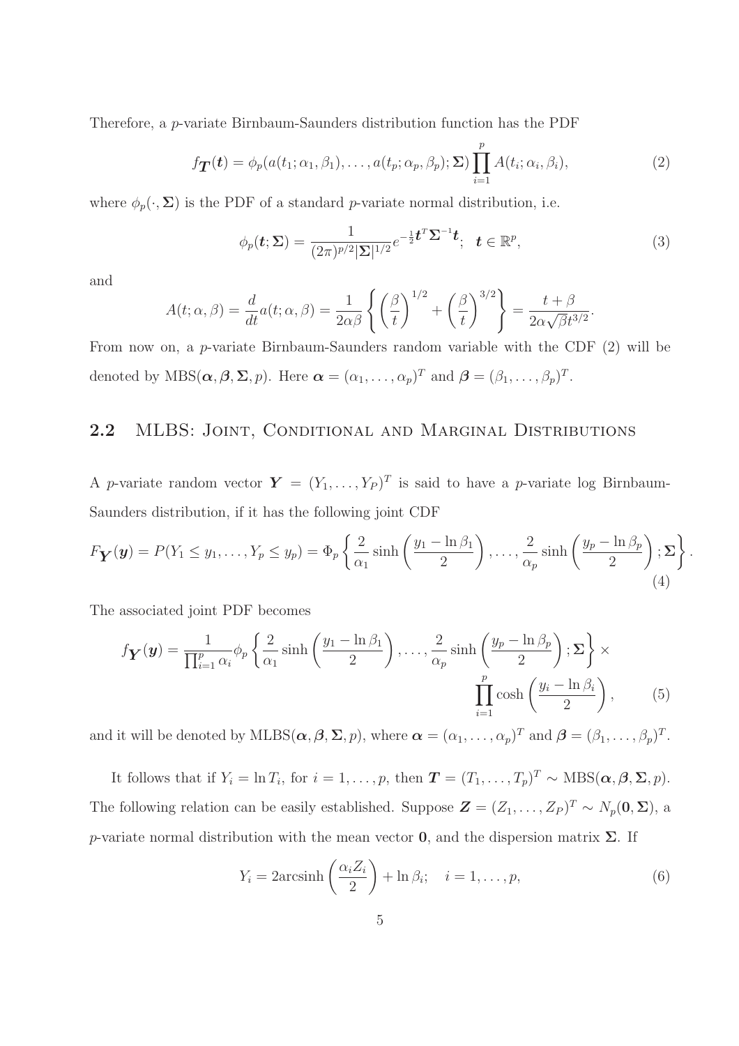Therefore, a $p$-variate Birnbaum-Saunders distribution function has the PDF

$$f_{\boldsymbol{T}}(\boldsymbol{t}) = \phi_p(a(t_1;\alpha_1,\beta_1),\ldots,a(t_p;\alpha_p,\beta_p);\boldsymbol{\Sigma}) \prod_{i=1}^{p} A(t_i;\alpha_i,\beta_i), \tag{2}$$

where $\phi_p(\cdot,\boldsymbol{\Sigma})$ is the PDF of a standard $p$-variate normal distribution, i.e.

$$\phi_p(\boldsymbol{t};\boldsymbol{\Sigma}) = \frac{1}{(2\pi)^{p/2}|\boldsymbol{\Sigma}|^{1/2}} e^{-\frac{1}{2}\boldsymbol{t}^T\boldsymbol{\Sigma}^{-1}\boldsymbol{t}}; \quad \boldsymbol{t} \in \mathbb{R}^p, \tag{3}$$

and

$$A(t;\alpha,\beta) = \frac{d}{dt}a(t;\alpha,\beta) = \frac{1}{2\alpha\beta}\left\{\left(\frac{\beta}{t}\right)^{1/2} + \left(\frac{\beta}{t}\right)^{3/2}\right\} = \frac{t+\beta}{2\alpha\sqrt{\beta}t^{3/2}}.$$

From now on, a $p$-variate Birnbaum-Saunders random variable with the CDF (2) will be denoted by $\text{MBS}(\boldsymbol{\alpha},\boldsymbol{\beta},\boldsymbol{\Sigma},p)$. Here $\boldsymbol{\alpha} = (\alpha_1,\ldots,\alpha_p)^T$ and $\boldsymbol{\beta} = (\beta_1,\ldots,\beta_p)^T$.

## 2.2 MLBS: Joint, Conditional and Marginal Distributions

A $p$-variate random vector $\boldsymbol{Y} = (Y_1,\ldots,Y_P)^T$ is said to have a $p$-variate log Birnbaum-Saunders distribution, if it has the following joint CDF

$$F_{\boldsymbol{Y}}(\boldsymbol{y}) = P(Y_1 \le y_1,\ldots,Y_p \le y_p) = \Phi_p\left\{\frac{2}{\alpha_1}\sinh\left(\frac{y_1 - \ln\beta_1}{2}\right),\ldots,\frac{2}{\alpha_p}\sinh\left(\frac{y_p - \ln\beta_p}{2}\right);\boldsymbol{\Sigma}\right\}. \tag{4}$$

The associated joint PDF becomes

$$f_{\boldsymbol{Y}}(\boldsymbol{y}) = \frac{1}{\prod_{i=1}^{p}\alpha_i}\phi_p\left\{\frac{2}{\alpha_1}\sinh\left(\frac{y_1 - \ln\beta_1}{2}\right),\ldots,\frac{2}{\alpha_p}\sinh\left(\frac{y_p - \ln\beta_p}{2}\right);\boldsymbol{\Sigma}\right\} \times \prod_{i=1}^{p}\cosh\left(\frac{y_i - \ln\beta_i}{2}\right), \tag{5}$$

and it will be denoted by $\text{MLBS}(\boldsymbol{\alpha},\boldsymbol{\beta},\boldsymbol{\Sigma},p)$, where $\boldsymbol{\alpha} = (\alpha_1,\ldots,\alpha_p)^T$ and $\boldsymbol{\beta} = (\beta_1,\ldots,\beta_p)^T$.

It follows that if $Y_i = \ln T_i$, for $i = 1,\ldots,p$, then $\boldsymbol{T} = (T_1,\ldots,T_p)^T \sim \text{MBS}(\boldsymbol{\alpha},\boldsymbol{\beta},\boldsymbol{\Sigma},p)$. The following relation can be easily established. Suppose $\boldsymbol{Z} = (Z_1,\ldots,Z_P)^T \sim N_p(\boldsymbol{0},\boldsymbol{\Sigma})$, a $p$-variate normal distribution with the mean vector $\boldsymbol{0}$, and the dispersion matrix $\boldsymbol{\Sigma}$. If

$$Y_i = 2\text{arcsinh}\left(\frac{\alpha_i Z_i}{2}\right) + \ln\beta_i; \quad i = 1,\ldots,p, \tag{6}$$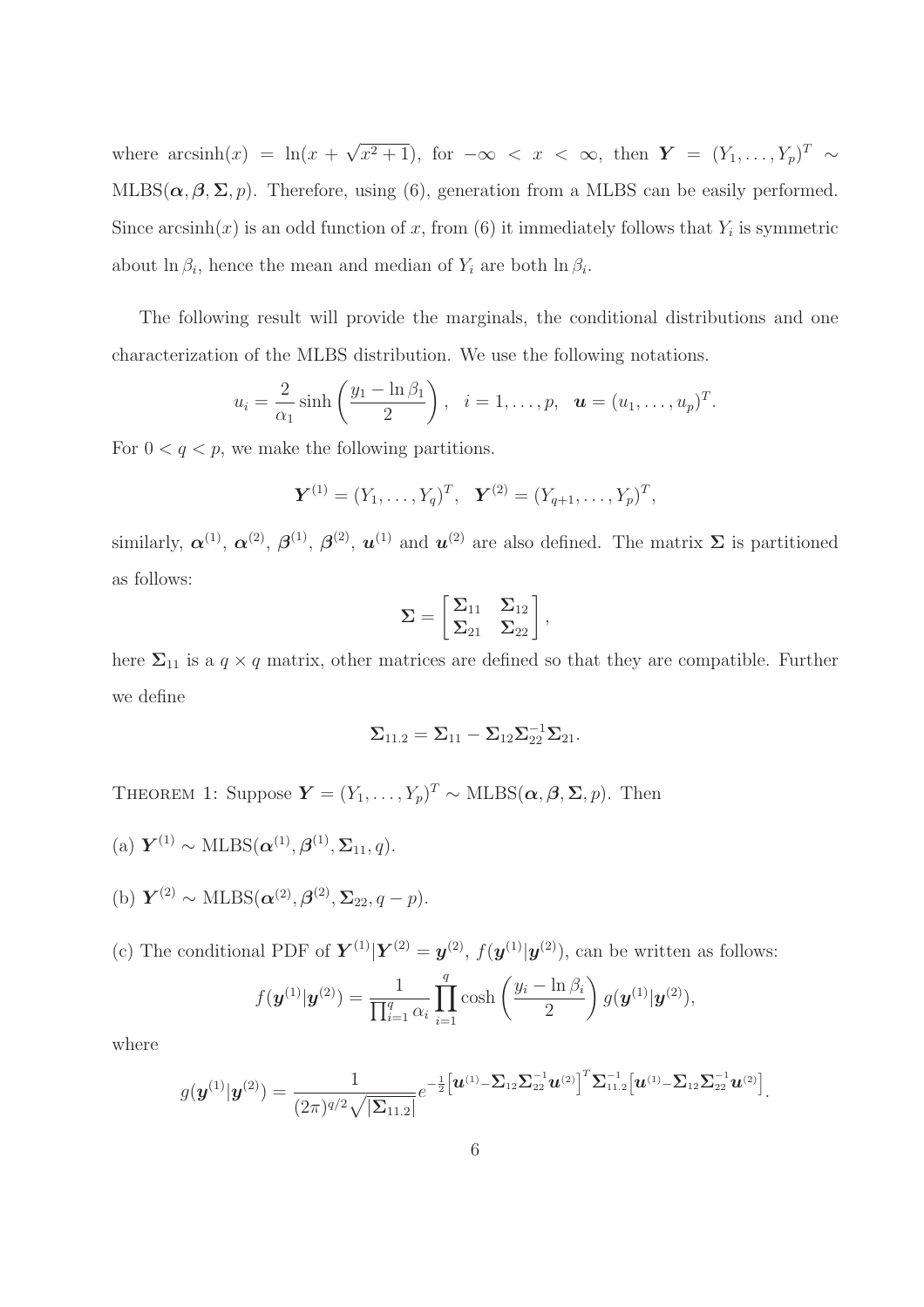where $\text{arcsinh}(x) = \ln(x + \sqrt{x^2+1})$, for $-\infty < x < \infty$, then $\boldsymbol{Y} = (Y_1, \ldots, Y_p)^T \sim \text{MLBS}(\boldsymbol{\alpha}, \boldsymbol{\beta}, \boldsymbol{\Sigma}, p)$. Therefore, using (6), generation from a MLBS can be easily performed. Since $\text{arcsinh}(x)$ is an odd function of $x$, from (6) it immediately follows that $Y_i$ is symmetric about $\ln \beta_i$, hence the mean and median of $Y_i$ are both $\ln \beta_i$.

The following result will provide the marginals, the conditional distributions and one characterization of the MLBS distribution. We use the following notations.

$$u_i = \frac{2}{\alpha_1} \sinh\left(\frac{y_1 - \ln \beta_1}{2}\right), \quad i = 1, \ldots, p, \quad \boldsymbol{u} = (u_1, \ldots, u_p)^T.$$

For $0 < q < p$, we make the following partitions.

$$\boldsymbol{Y}^{(1)} = (Y_1, \ldots, Y_q)^T, \quad \boldsymbol{Y}^{(2)} = (Y_{q+1}, \ldots, Y_p)^T,$$

similarly, $\boldsymbol{\alpha}^{(1)}$, $\boldsymbol{\alpha}^{(2)}$, $\boldsymbol{\beta}^{(1)}$, $\boldsymbol{\beta}^{(2)}$, $\boldsymbol{u}^{(1)}$ and $\boldsymbol{u}^{(2)}$ are also defined. The matrix $\boldsymbol{\Sigma}$ is partitioned as follows:

$$\boldsymbol{\Sigma} = \begin{bmatrix} \boldsymbol{\Sigma}_{11} & \boldsymbol{\Sigma}_{12} \\ \boldsymbol{\Sigma}_{21} & \boldsymbol{\Sigma}_{22} \end{bmatrix},$$

here $\boldsymbol{\Sigma}_{11}$ is a $q \times q$ matrix, other matrices are defined so that they are compatible. Further we define

$$\boldsymbol{\Sigma}_{11.2} = \boldsymbol{\Sigma}_{11} - \boldsymbol{\Sigma}_{12}\boldsymbol{\Sigma}_{22}^{-1}\boldsymbol{\Sigma}_{21}.$$

THEOREM 1: Suppose $\boldsymbol{Y} = (Y_1, \ldots, Y_p)^T \sim \text{MLBS}(\boldsymbol{\alpha}, \boldsymbol{\beta}, \boldsymbol{\Sigma}, p)$. Then

(a) $\boldsymbol{Y}^{(1)} \sim \text{MLBS}(\boldsymbol{\alpha}^{(1)}, \boldsymbol{\beta}^{(1)}, \boldsymbol{\Sigma}_{11}, q)$.

(b) $\boldsymbol{Y}^{(2)} \sim \text{MLBS}(\boldsymbol{\alpha}^{(2)}, \boldsymbol{\beta}^{(2)}, \boldsymbol{\Sigma}_{22}, q - p)$.

(c) The conditional PDF of $\boldsymbol{Y}^{(1)} | \boldsymbol{Y}^{(2)} = \boldsymbol{y}^{(2)}$, $f(\boldsymbol{y}^{(1)} | \boldsymbol{y}^{(2)})$, can be written as follows:

$$f(\boldsymbol{y}^{(1)} | \boldsymbol{y}^{(2)}) = \frac{1}{\prod_{i=1}^{q} \alpha_i} \prod_{i=1}^{q} \cosh\left(\frac{y_i - \ln \beta_i}{2}\right) g(\boldsymbol{y}^{(1)} | \boldsymbol{y}^{(2)}),$$

where

$$g(\boldsymbol{y}^{(1)} | \boldsymbol{y}^{(2)}) = \frac{1}{(2\pi)^{q/2}\sqrt{|\boldsymbol{\Sigma}_{11.2}|}} e^{-\frac{1}{2}\left[\boldsymbol{u}^{(1)} - \boldsymbol{\Sigma}_{12}\boldsymbol{\Sigma}_{22}^{-1}\boldsymbol{u}^{(2)}\right]^T \boldsymbol{\Sigma}_{11.2}^{-1} \left[\boldsymbol{u}^{(1)} - \boldsymbol{\Sigma}_{12}\boldsymbol{\Sigma}_{22}^{-1}\boldsymbol{u}^{(2)}\right]}.$$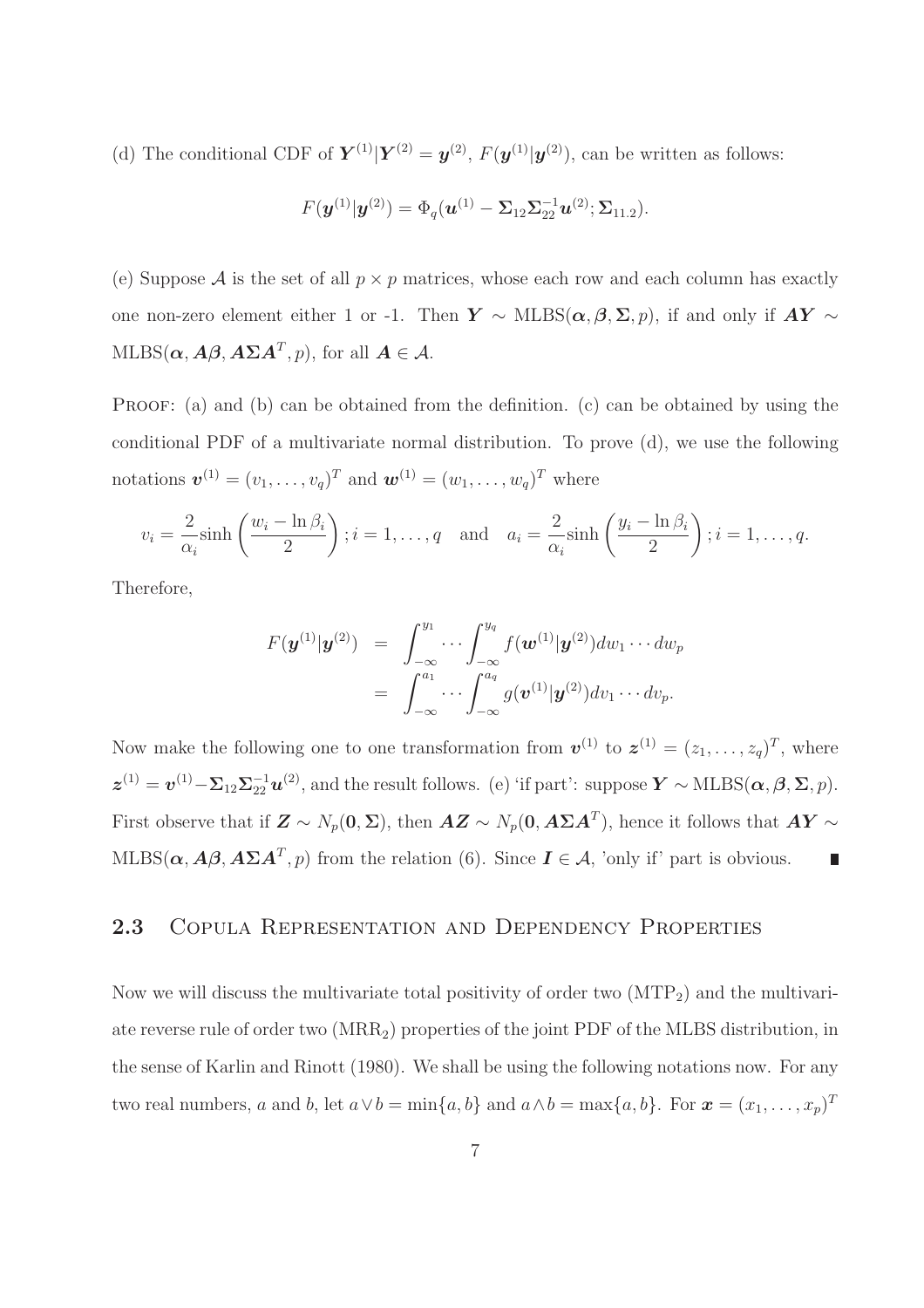(d) The conditional CDF of $\boldsymbol{Y}^{(1)}|\boldsymbol{Y}^{(2)} = \boldsymbol{y}^{(2)}$, $F(\boldsymbol{y}^{(1)}|\boldsymbol{y}^{(2)})$, can be written as follows:

$$F(\boldsymbol{y}^{(1)}|\boldsymbol{y}^{(2)}) = \Phi_q(\boldsymbol{u}^{(1)} - \boldsymbol{\Sigma}_{12}\boldsymbol{\Sigma}_{22}^{-1}\boldsymbol{u}^{(2)}; \boldsymbol{\Sigma}_{11.2}).$$

(e) Suppose $\mathcal{A}$ is the set of all $p \times p$ matrices, whose each row and each column has exactly one non-zero element either 1 or -1. Then $\boldsymbol{Y} \sim \text{MLBS}(\boldsymbol{\alpha}, \boldsymbol{\beta}, \boldsymbol{\Sigma}, p)$, if and only if $\boldsymbol{AY} \sim \text{MLBS}(\boldsymbol{\alpha}, \boldsymbol{A\beta}, \boldsymbol{A\Sigma A}^T, p)$, for all $\boldsymbol{A} \in \mathcal{A}$.

Proof: (a) and (b) can be obtained from the definition. (c) can be obtained by using the conditional PDF of a multivariate normal distribution. To prove (d), we use the following notations $\boldsymbol{v}^{(1)} = (v_1, \ldots, v_q)^T$ and $\boldsymbol{w}^{(1)} = (w_1, \ldots, w_q)^T$ where

$$v_i = \frac{2}{\alpha_i}\sinh\left(\frac{w_i - \ln\beta_i}{2}\right); i = 1, \ldots, q \quad \text{and} \quad a_i = \frac{2}{\alpha_i}\sinh\left(\frac{y_i - \ln\beta_i}{2}\right); i = 1, \ldots, q.$$

Therefore,

$$\begin{aligned} F(\boldsymbol{y}^{(1)}|\boldsymbol{y}^{(2)}) &= \int_{-\infty}^{y_1} \cdots \int_{-\infty}^{y_q} f(\boldsymbol{w}^{(1)}|\boldsymbol{y}^{(2)}) dw_1 \cdots dw_p \\ &= \int_{-\infty}^{a_1} \cdots \int_{-\infty}^{a_q} g(\boldsymbol{v}^{(1)}|\boldsymbol{y}^{(2)}) dv_1 \cdots dv_p. \end{aligned}$$

Now make the following one to one transformation from $\boldsymbol{v}^{(1)}$ to $\boldsymbol{z}^{(1)} = (z_1, \ldots, z_q)^T$, where $\boldsymbol{z}^{(1)} = \boldsymbol{v}^{(1)} - \boldsymbol{\Sigma}_{12}\boldsymbol{\Sigma}_{22}^{-1}\boldsymbol{u}^{(2)}$, and the result follows. (e) 'if part': suppose $\boldsymbol{Y} \sim \text{MLBS}(\boldsymbol{\alpha}, \boldsymbol{\beta}, \boldsymbol{\Sigma}, p)$. First observe that if $\boldsymbol{Z} \sim N_p(\boldsymbol{0}, \boldsymbol{\Sigma})$, then $\boldsymbol{AZ} \sim N_p(\boldsymbol{0}, \boldsymbol{A\Sigma A}^T)$, hence it follows that $\boldsymbol{AY} \sim \text{MLBS}(\boldsymbol{\alpha}, \boldsymbol{A\beta}, \boldsymbol{A\Sigma A}^T, p)$ from the relation (6). Since $\boldsymbol{I} \in \mathcal{A}$, 'only if' part is obvious. ∎

## 2.3 Copula Representation and Dependency Properties

Now we will discuss the multivariate total positivity of order two ($\text{MTP}_2$) and the multivariate reverse rule of order two ($\text{MRR}_2$) properties of the joint PDF of the MLBS distribution, in the sense of Karlin and Rinott (1980). We shall be using the following notations now. For any two real numbers, $a$ and $b$, let $a \vee b = \min\{a, b\}$ and $a \wedge b = \max\{a, b\}$. For $\boldsymbol{x} = (x_1, \ldots, x_p)^T$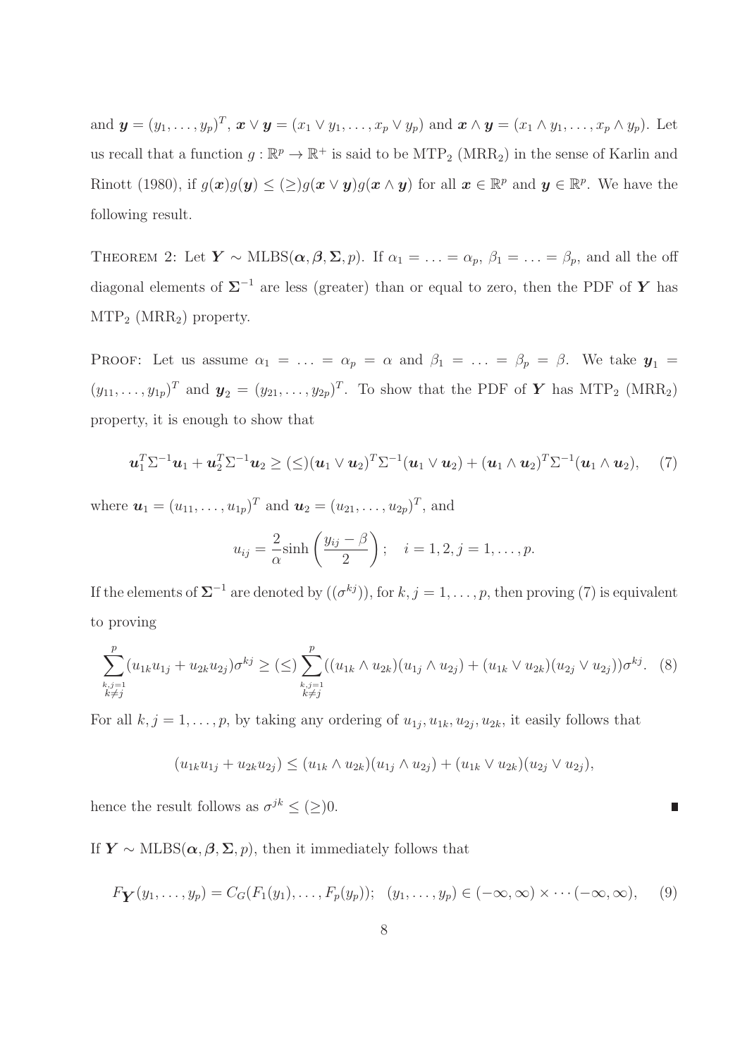and $\boldsymbol{y} = (y_1, \ldots, y_p)^T$, $\boldsymbol{x} \vee \boldsymbol{y} = (x_1 \vee y_1, \ldots, x_p \vee y_p)$ and $\boldsymbol{x} \wedge \boldsymbol{y} = (x_1 \wedge y_1, \ldots, x_p \wedge y_p)$. Let us recall that a function $g : \mathbb{R}^p \to \mathbb{R}^+$ is said to be $\text{MTP}_2$ ($\text{MRR}_2$) in the sense of Karlin and Rinott (1980), if $g(\boldsymbol{x})g(\boldsymbol{y}) \leq (\geq) g(\boldsymbol{x} \vee \boldsymbol{y})g(\boldsymbol{x} \wedge \boldsymbol{y})$ for all $\boldsymbol{x} \in \mathbb{R}^p$ and $\boldsymbol{y} \in \mathbb{R}^p$. We have the following result.

THEOREM 2: Let $\boldsymbol{Y} \sim \text{MLBS}(\boldsymbol{\alpha}, \boldsymbol{\beta}, \boldsymbol{\Sigma}, p)$. If $\alpha_1 = \ldots = \alpha_p$, $\beta_1 = \ldots = \beta_p$, and all the off diagonal elements of $\boldsymbol{\Sigma}^{-1}$ are less (greater) than or equal to zero, then the PDF of $\boldsymbol{Y}$ has $\text{MTP}_2$ ($\text{MRR}_2$) property.

PROOF: Let us assume $\alpha_1 = \ldots = \alpha_p = \alpha$ and $\beta_1 = \ldots = \beta_p = \beta$. We take $\boldsymbol{y}_1 = (y_{11}, \ldots, y_{1p})^T$ and $\boldsymbol{y}_2 = (y_{21}, \ldots, y_{2p})^T$. To show that the PDF of $\boldsymbol{Y}$ has $\text{MTP}_2$ ($\text{MRR}_2$) property, it is enough to show that

$$\boldsymbol{u}_1^T \Sigma^{-1} \boldsymbol{u}_1 + \boldsymbol{u}_2^T \Sigma^{-1} \boldsymbol{u}_2 \geq (\leq) (\boldsymbol{u}_1 \vee \boldsymbol{u}_2)^T \Sigma^{-1} (\boldsymbol{u}_1 \vee \boldsymbol{u}_2) + (\boldsymbol{u}_1 \wedge \boldsymbol{u}_2)^T \Sigma^{-1} (\boldsymbol{u}_1 \wedge \boldsymbol{u}_2), \quad (7)$$

where $\boldsymbol{u}_1 = (u_{11}, \ldots, u_{1p})^T$ and $\boldsymbol{u}_2 = (u_{21}, \ldots, u_{2p})^T$, and

$$u_{ij} = \frac{2}{\alpha} \sinh\left(\frac{y_{ij} - \beta}{2}\right); \quad i = 1, 2, j = 1, \ldots, p.$$

If the elements of $\boldsymbol{\Sigma}^{-1}$ are denoted by $((\sigma^{kj}))$, for $k, j = 1, \ldots, p$, then proving (7) is equivalent to proving

$$\sum_{\substack{k,j=1 \\ k \neq j}}^{p} (u_{1k}u_{1j} + u_{2k}u_{2j})\sigma^{kj} \geq (\leq) \sum_{\substack{k,j=1 \\ k \neq j}}^{p} ((u_{1k} \wedge u_{2k})(u_{1j} \wedge u_{2j}) + (u_{1k} \vee u_{2k})(u_{2j} \vee u_{2j}))\sigma^{kj}. \quad (8)$$

For all $k, j = 1, \ldots, p$, by taking any ordering of $u_{1j}, u_{1k}, u_{2j}, u_{2k}$, it easily follows that

$$(u_{1k}u_{1j} + u_{2k}u_{2j}) \leq (u_{1k} \wedge u_{2k})(u_{1j} \wedge u_{2j}) + (u_{1k} \vee u_{2k})(u_{2j} \vee u_{2j}),$$

hence the result follows as $\sigma^{jk} \leq (\geq) 0$. ∎

If $\boldsymbol{Y} \sim \text{MLBS}(\boldsymbol{\alpha}, \boldsymbol{\beta}, \boldsymbol{\Sigma}, p)$, then it immediately follows that

$$F_{\boldsymbol{Y}}(y_1, \ldots, y_p) = C_G(F_1(y_1), \ldots, F_p(y_p)); \quad (y_1, \ldots, y_p) \in (-\infty, \infty) \times \cdots (-\infty, \infty), \quad (9)$$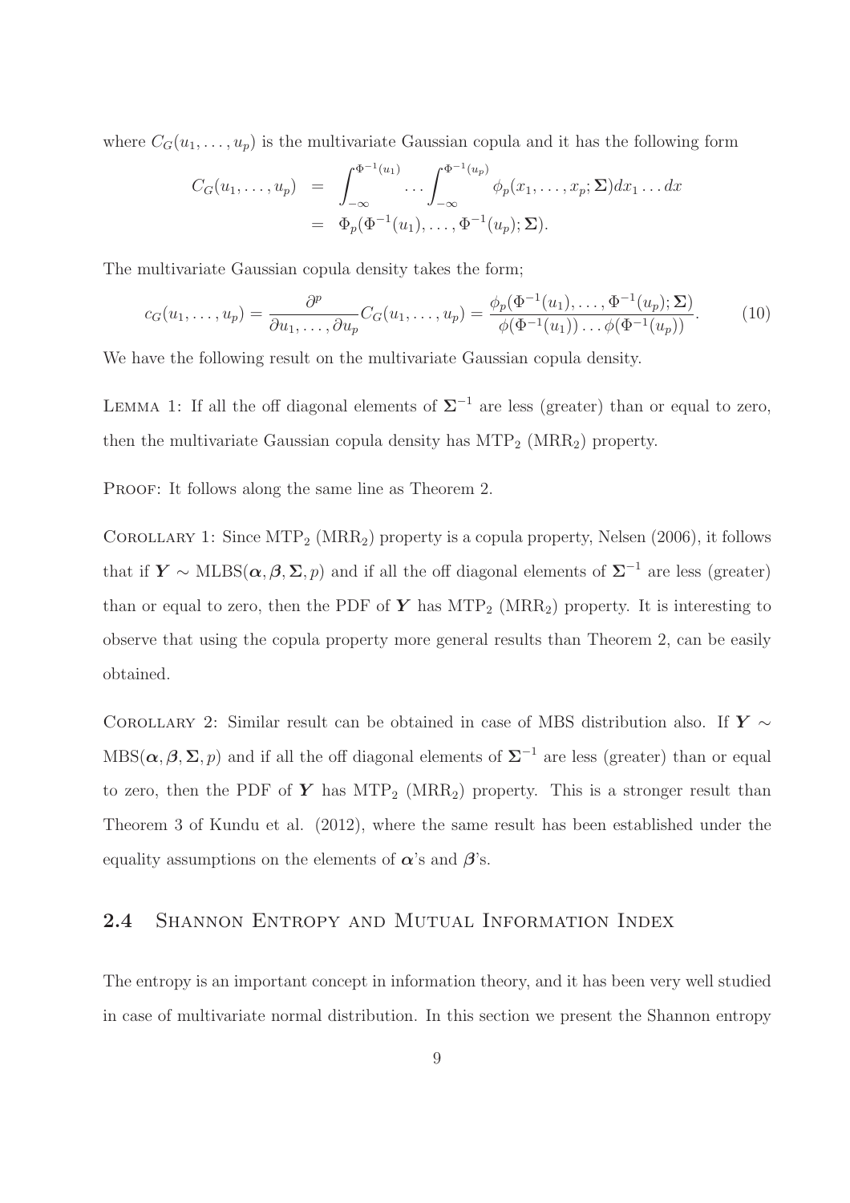where $C_G(u_1, \ldots, u_p)$ is the multivariate Gaussian copula and it has the following form

$$
\begin{aligned}
C_G(u_1, \ldots, u_p) &= \int_{-\infty}^{\Phi^{-1}(u_1)} \cdots \int_{-\infty}^{\Phi^{-1}(u_p)} \phi_p(x_1, \ldots, x_p; \boldsymbol{\Sigma}) dx_1 \ldots dx \\
&= \Phi_p(\Phi^{-1}(u_1), \ldots, \Phi^{-1}(u_p); \boldsymbol{\Sigma}).
\end{aligned}
$$

The multivariate Gaussian copula density takes the form;

$$
c_G(u_1, \ldots, u_p) = \frac{\partial^p}{\partial u_1, \ldots, \partial u_p} C_G(u_1, \ldots, u_p) = \frac{\phi_p(\Phi^{-1}(u_1), \ldots, \Phi^{-1}(u_p); \boldsymbol{\Sigma})}{\phi(\Phi^{-1}(u_1)) \ldots \phi(\Phi^{-1}(u_p))}. \tag{10}
$$

We have the following result on the multivariate Gaussian copula density.

Lemma 1: If all the off diagonal elements of $\boldsymbol{\Sigma}^{-1}$ are less (greater) than or equal to zero, then the multivariate Gaussian copula density has $\text{MTP}_2$ ($\text{MRR}_2$) property.

Proof: It follows along the same line as Theorem 2.

Corollary 1: Since $\text{MTP}_2$ ($\text{MRR}_2$) property is a copula property, Nelsen (2006), it follows that if $\boldsymbol{Y} \sim \text{MLBS}(\boldsymbol{\alpha}, \boldsymbol{\beta}, \boldsymbol{\Sigma}, p)$ and if all the off diagonal elements of $\boldsymbol{\Sigma}^{-1}$ are less (greater) than or equal to zero, then the PDF of $\boldsymbol{Y}$ has $\text{MTP}_2$ ($\text{MRR}_2$) property. It is interesting to observe that using the copula property more general results than Theorem 2, can be easily obtained.

Corollary 2: Similar result can be obtained in case of MBS distribution also. If $\boldsymbol{Y} \sim \text{MBS}(\boldsymbol{\alpha}, \boldsymbol{\beta}, \boldsymbol{\Sigma}, p)$ and if all the off diagonal elements of $\boldsymbol{\Sigma}^{-1}$ are less (greater) than or equal to zero, then the PDF of $\boldsymbol{Y}$ has $\text{MTP}_2$ ($\text{MRR}_2$) property. This is a stronger result than Theorem 3 of Kundu et al. (2012), where the same result has been established under the equality assumptions on the elements of $\boldsymbol{\alpha}$'s and $\boldsymbol{\beta}$'s.

## 2.4 Shannon Entropy and Mutual Information Index

The entropy is an important concept in information theory, and it has been very well studied in case of multivariate normal distribution. In this section we present the Shannon entropy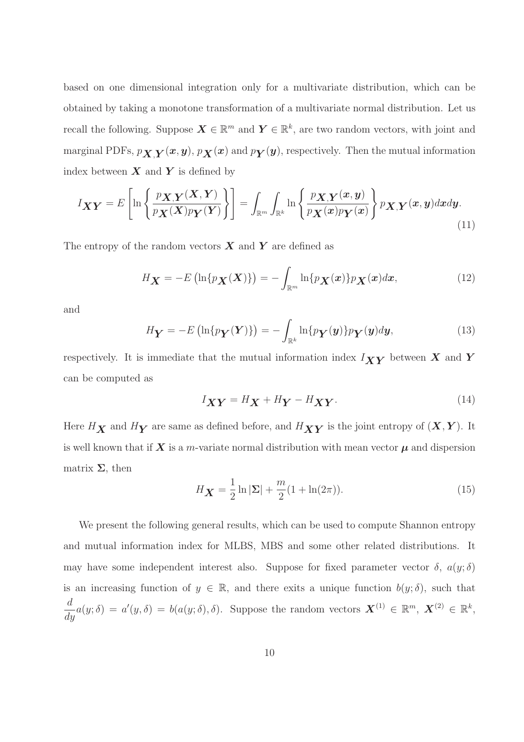based on one dimensional integration only for a multivariate distribution, which can be obtained by taking a monotone transformation of a multivariate normal distribution. Let us recall the following. Suppose $\boldsymbol{X} \in \mathbb{R}^m$ and $\boldsymbol{Y} \in \mathbb{R}^k$, are two random vectors, with joint and marginal PDFs, $p_{\boldsymbol{X},\boldsymbol{Y}}(\boldsymbol{x},\boldsymbol{y})$, $p_{\boldsymbol{X}}(\boldsymbol{x})$ and $p_{\boldsymbol{Y}}(\boldsymbol{y})$, respectively. Then the mutual information index between $\boldsymbol{X}$ and $\boldsymbol{Y}$ is defined by

$$I_{\boldsymbol{XY}} = E\left[\ln\left\{\frac{p_{\boldsymbol{X},\boldsymbol{Y}}(\boldsymbol{X},\boldsymbol{Y})}{p_{\boldsymbol{X}}(\boldsymbol{X})p_{\boldsymbol{Y}}(\boldsymbol{Y})}\right\}\right] = \int_{\mathbb{R}^m}\int_{\mathbb{R}^k} \ln\left\{\frac{p_{\boldsymbol{X},\boldsymbol{Y}}(\boldsymbol{x},\boldsymbol{y})}{p_{\boldsymbol{X}}(\boldsymbol{x})p_{\boldsymbol{Y}}(\boldsymbol{x})}\right\} p_{\boldsymbol{X},\boldsymbol{Y}}(\boldsymbol{x},\boldsymbol{y})d\boldsymbol{x}d\boldsymbol{y}. \tag{11}$$

The entropy of the random vectors $\boldsymbol{X}$ and $\boldsymbol{Y}$ are defined as

$$H_{\boldsymbol{X}} = -E\left(\ln\{p_{\boldsymbol{X}}(\boldsymbol{X})\}\right) = -\int_{\mathbb{R}^m} \ln\{p_{\boldsymbol{X}}(\boldsymbol{x})\}p_{\boldsymbol{X}}(\boldsymbol{x})d\boldsymbol{x}, \tag{12}$$

and

$$H_{\boldsymbol{Y}} = -E\left(\ln\{p_{\boldsymbol{Y}}(\boldsymbol{Y})\}\right) = -\int_{\mathbb{R}^k} \ln\{p_{\boldsymbol{Y}}(\boldsymbol{y})\}p_{\boldsymbol{Y}}(\boldsymbol{y})d\boldsymbol{y}, \tag{13}$$

respectively. It is immediate that the mutual information index $I_{\boldsymbol{XY}}$ between $\boldsymbol{X}$ and $\boldsymbol{Y}$ can be computed as

$$I_{\boldsymbol{XY}} = H_{\boldsymbol{X}} + H_{\boldsymbol{Y}} - H_{\boldsymbol{XY}}. \tag{14}$$

Here $H_{\boldsymbol{X}}$ and $H_{\boldsymbol{Y}}$ are same as defined before, and $H_{\boldsymbol{XY}}$ is the joint entropy of $(\boldsymbol{X},\boldsymbol{Y})$. It is well known that if $\boldsymbol{X}$ is a $m$-variate normal distribution with mean vector $\boldsymbol{\mu}$ and dispersion matrix $\boldsymbol{\Sigma}$, then

$$H_{\boldsymbol{X}} = \frac{1}{2}\ln|\boldsymbol{\Sigma}| + \frac{m}{2}(1 + \ln(2\pi)). \tag{15}$$

We present the following general results, which can be used to compute Shannon entropy and mutual information index for MLBS, MBS and some other related distributions. It may have some independent interest also. Suppose for fixed parameter vector $\delta$, $a(y;\delta)$ is an increasing function of $y \in \mathbb{R}$, and there exits a unique function $b(y;\delta)$, such that $\frac{d}{dy}a(y;\delta) = a'(y,\delta) = b(a(y;\delta),\delta)$. Suppose the random vectors $\boldsymbol{X}^{(1)} \in \mathbb{R}^m$, $\boldsymbol{X}^{(2)} \in \mathbb{R}^k$,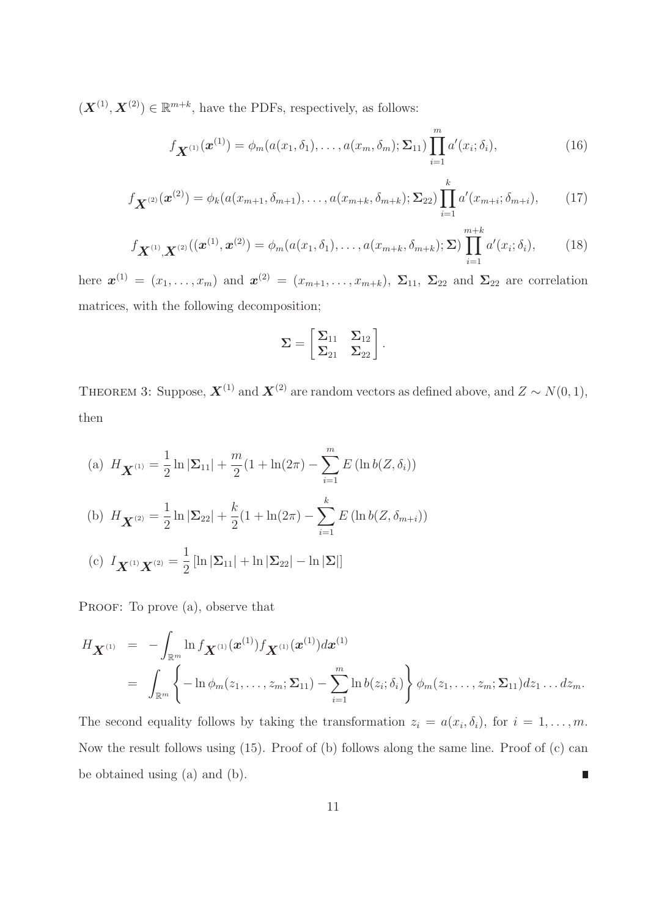$(\boldsymbol{X}^{(1)}, \boldsymbol{X}^{(2)}) \in \mathbb{R}^{m+k}$, have the PDFs, respectively, as follows:

$$f_{\boldsymbol{X}^{(1)}}(\boldsymbol{x}^{(1)}) = \phi_m(a(x_1, \delta_1), \ldots, a(x_m, \delta_m); \boldsymbol{\Sigma}_{11}) \prod_{i=1}^{m} a'(x_i; \delta_i), \tag{16}$$

$$f_{\boldsymbol{X}^{(2)}}(\boldsymbol{x}^{(2)}) = \phi_k(a(x_{m+1}, \delta_{m+1}), \ldots, a(x_{m+k}, \delta_{m+k}); \boldsymbol{\Sigma}_{22}) \prod_{i=1}^{k} a'(x_{m+i}; \delta_{m+i}), \tag{17}$$

$$f_{\boldsymbol{X}^{(1)}, \boldsymbol{X}^{(2)}}((\boldsymbol{x}^{(1)}, \boldsymbol{x}^{(2)}) = \phi_m(a(x_1, \delta_1), \ldots, a(x_{m+k}, \delta_{m+k}); \boldsymbol{\Sigma}) \prod_{i=1}^{m+k} a'(x_i; \delta_i), \tag{18}$$

here $\boldsymbol{x}^{(1)} = (x_1, \ldots, x_m)$ and $\boldsymbol{x}^{(2)} = (x_{m+1}, \ldots, x_{m+k})$, $\boldsymbol{\Sigma}_{11}$, $\boldsymbol{\Sigma}_{22}$ and $\boldsymbol{\Sigma}_{22}$ are correlation matrices, with the following decomposition;

$$\boldsymbol{\Sigma} = \begin{bmatrix} \boldsymbol{\Sigma}_{11} & \boldsymbol{\Sigma}_{12} \\ \boldsymbol{\Sigma}_{21} & \boldsymbol{\Sigma}_{22} \end{bmatrix}.$$

THEOREM 3: Suppose, $\boldsymbol{X}^{(1)}$ and $\boldsymbol{X}^{(2)}$ are random vectors as defined above, and $Z \sim N(0, 1)$, then

(a) $H_{\boldsymbol{X}^{(1)}} = \frac{1}{2} \ln |\boldsymbol{\Sigma}_{11}| + \frac{m}{2}(1 + \ln(2\pi) - \sum_{i=1}^{m} E\left(\ln b(Z, \delta_i)\right)$

(b) $H_{\boldsymbol{X}^{(2)}} = \frac{1}{2} \ln |\boldsymbol{\Sigma}_{22}| + \frac{k}{2}(1 + \ln(2\pi) - \sum_{i=1}^{k} E\left(\ln b(Z, \delta_{m+i})\right)$

(c) $I_{\boldsymbol{X}^{(1)}\boldsymbol{X}^{(2)}} = \frac{1}{2}\left[\ln |\boldsymbol{\Sigma}_{11}| + \ln |\boldsymbol{\Sigma}_{22}| - \ln |\boldsymbol{\Sigma}|\right]$

PROOF: To prove (a), observe that

$$\begin{aligned} H_{\boldsymbol{X}^{(1)}} &= -\int_{\mathbb{R}^m} \ln f_{\boldsymbol{X}^{(1)}}(\boldsymbol{x}^{(1)}) f_{\boldsymbol{X}^{(1)}}(\boldsymbol{x}^{(1)}) d\boldsymbol{x}^{(1)} \\ &= \int_{\mathbb{R}^m} \left\{ -\ln \phi_m(z_1, \ldots, z_m; \boldsymbol{\Sigma}_{11}) - \sum_{i=1}^{m} \ln b(z_i; \delta_i) \right\} \phi_m(z_1, \ldots, z_m; \boldsymbol{\Sigma}_{11}) dz_1 \ldots dz_m. \end{aligned}$$

The second equality follows by taking the transformation $z_i = a(x_i, \delta_i)$, for $i = 1, \ldots, m$. Now the result follows using (15). Proof of (b) follows along the same line. Proof of (c) can be obtained using (a) and (b). ∎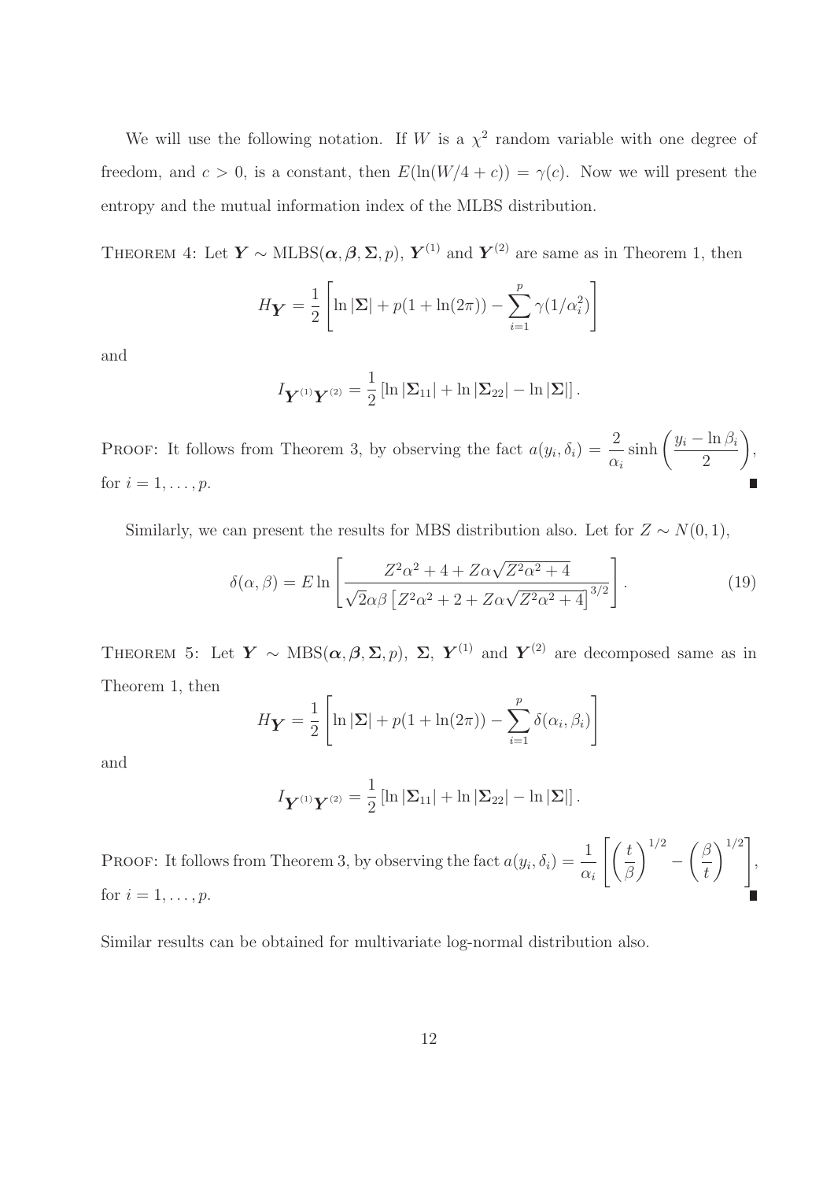We will use the following notation. If $W$ is a $\chi^2$ random variable with one degree of freedom, and $c > 0$, is a constant, then $E(\ln(W/4 + c)) = \gamma(c)$. Now we will present the entropy and the mutual information index of the MLBS distribution.

THEOREM 4: Let $\boldsymbol{Y} \sim \text{MLBS}(\boldsymbol{\alpha}, \boldsymbol{\beta}, \boldsymbol{\Sigma}, p)$, $\boldsymbol{Y}^{(1)}$ and $\boldsymbol{Y}^{(2)}$ are same as in Theorem 1, then

$$H_{\boldsymbol{Y}} = \frac{1}{2}\left[\ln|\boldsymbol{\Sigma}| + p(1 + \ln(2\pi)) - \sum_{i=1}^{p} \gamma(1/\alpha_i^2)\right]$$

and

$$I_{\boldsymbol{Y}^{(1)}\boldsymbol{Y}^{(2)}} = \frac{1}{2}\left[\ln|\boldsymbol{\Sigma}_{11}| + \ln|\boldsymbol{\Sigma}_{22}| - \ln|\boldsymbol{\Sigma}|\right].$$

PROOF: It follows from Theorem 3, by observing the fact $a(y_i, \delta_i) = \dfrac{2}{\alpha_i}\sinh\left(\dfrac{y_i - \ln\beta_i}{2}\right)$, for $i = 1, \ldots, p$. ■

Similarly, we can present the results for MBS distribution also. Let for $Z \sim N(0, 1)$,

$$\delta(\alpha, \beta) = E\ln\left[\frac{Z^2\alpha^2 + 4 + Z\alpha\sqrt{Z^2\alpha^2 + 4}}{\sqrt{2}\alpha\beta\left[Z^2\alpha^2 + 2 + Z\alpha\sqrt{Z^2\alpha^2 + 4}\right]^{3/2}}\right]. \tag{19}$$

THEOREM 5: Let $\boldsymbol{Y} \sim \text{MBS}(\boldsymbol{\alpha}, \boldsymbol{\beta}, \boldsymbol{\Sigma}, p)$, $\boldsymbol{\Sigma}$, $\boldsymbol{Y}^{(1)}$ and $\boldsymbol{Y}^{(2)}$ are decomposed same as in Theorem 1, then

$$H_{\boldsymbol{Y}} = \frac{1}{2}\left[\ln|\boldsymbol{\Sigma}| + p(1 + \ln(2\pi)) - \sum_{i=1}^{p} \delta(\alpha_i, \beta_i)\right]$$

and

$$I_{\boldsymbol{Y}^{(1)}\boldsymbol{Y}^{(2)}} = \frac{1}{2}\left[\ln|\boldsymbol{\Sigma}_{11}| + \ln|\boldsymbol{\Sigma}_{22}| - \ln|\boldsymbol{\Sigma}|\right].$$

PROOF: It follows from Theorem 3, by observing the fact $a(y_i, \delta_i) = \dfrac{1}{\alpha_i}\left[\left(\dfrac{t}{\beta}\right)^{1/2} - \left(\dfrac{\beta}{t}\right)^{1/2}\right]$, for $i = 1, \ldots, p$. ■

Similar results can be obtained for multivariate log-normal distribution also.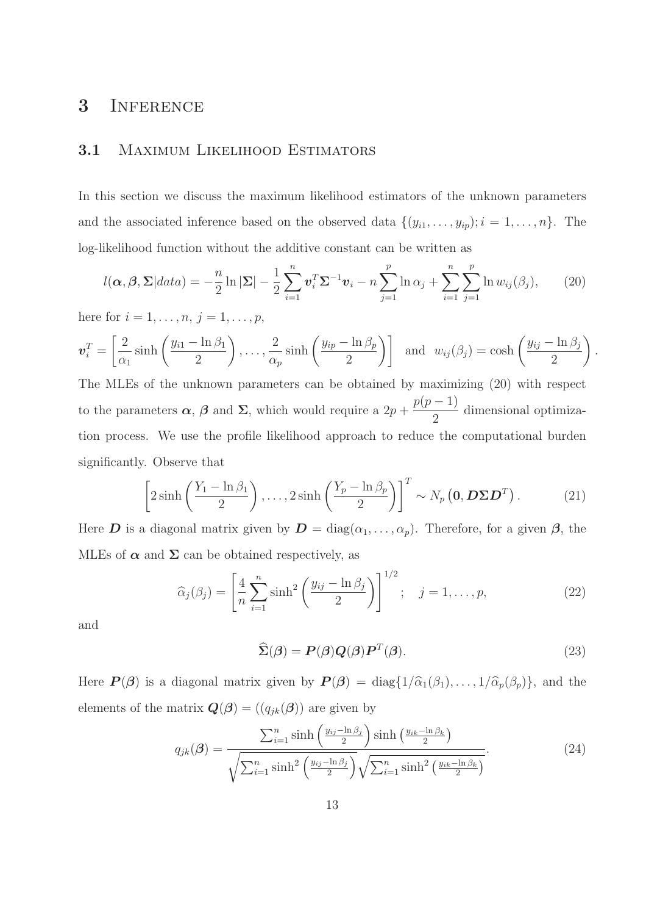# 3 Inference

## 3.1 Maximum Likelihood Estimators

In this section we discuss the maximum likelihood estimators of the unknown parameters and the associated inference based on the observed data $\{(y_{i1}, \ldots, y_{ip}); i = 1, \ldots, n\}$. The log-likelihood function without the additive constant can be written as

$$l(\boldsymbol{\alpha}, \boldsymbol{\beta}, \boldsymbol{\Sigma}|data) = -\frac{n}{2} \ln |\boldsymbol{\Sigma}| - \frac{1}{2} \sum_{i=1}^{n} \boldsymbol{v}_i^T \boldsymbol{\Sigma}^{-1} \boldsymbol{v}_i - n \sum_{j=1}^{p} \ln \alpha_j + \sum_{i=1}^{n} \sum_{j=1}^{p} \ln w_{ij}(\beta_j), \tag{20}$$

here for $i = 1, \ldots, n$, $j = 1, \ldots, p$,

$$\boldsymbol{v}_i^T = \left[ \frac{2}{\alpha_1} \sinh\left(\frac{y_{i1} - \ln \beta_1}{2}\right), \ldots, \frac{2}{\alpha_p} \sinh\left(\frac{y_{ip} - \ln \beta_p}{2}\right) \right] \quad \text{and} \quad w_{ij}(\beta_j) = \cosh\left(\frac{y_{ij} - \ln \beta_j}{2}\right).$$

The MLEs of the unknown parameters can be obtained by maximizing (20) with respect to the parameters $\boldsymbol{\alpha}$, $\boldsymbol{\beta}$ and $\boldsymbol{\Sigma}$, which would require a $2p + \dfrac{p(p-1)}{2}$ dimensional optimization process. We use the profile likelihood approach to reduce the computational burden significantly. Observe that

$$\left[ 2 \sinh\left(\frac{Y_1 - \ln \beta_1}{2}\right), \ldots, 2 \sinh\left(\frac{Y_p - \ln \beta_p}{2}\right) \right]^T \sim N_p\left(\mathbf{0}, \boldsymbol{D}\boldsymbol{\Sigma}\boldsymbol{D}^T\right). \tag{21}$$

Here $\boldsymbol{D}$ is a diagonal matrix given by $\boldsymbol{D} = \text{diag}(\alpha_1, \ldots, \alpha_p)$. Therefore, for a given $\boldsymbol{\beta}$, the MLEs of $\boldsymbol{\alpha}$ and $\boldsymbol{\Sigma}$ can be obtained respectively, as

$$\widehat{\alpha}_j(\beta_j) = \left[ \frac{4}{n} \sum_{i=1}^{n} \sinh^2\left(\frac{y_{ij} - \ln \beta_j}{2}\right) \right]^{1/2}; \quad j = 1, \ldots, p, \tag{22}$$

and

$$\widehat{\boldsymbol{\Sigma}}(\boldsymbol{\beta}) = \boldsymbol{P}(\boldsymbol{\beta}) \boldsymbol{Q}(\boldsymbol{\beta}) \boldsymbol{P}^T(\boldsymbol{\beta}). \tag{23}$$

Here $\boldsymbol{P}(\boldsymbol{\beta})$ is a diagonal matrix given by $\boldsymbol{P}(\boldsymbol{\beta}) = \text{diag}\{1/\widehat{\alpha}_1(\beta_1), \ldots, 1/\widehat{\alpha}_p(\beta_p)\}$, and the elements of the matrix $\boldsymbol{Q}(\boldsymbol{\beta}) = ((q_{jk}(\boldsymbol{\beta}))$ are given by

$$q_{jk}(\boldsymbol{\beta}) = \frac{\sum_{i=1}^{n} \sinh\left(\frac{y_{ij} - \ln \beta_j}{2}\right) \sinh\left(\frac{y_{ik} - \ln \beta_k}{2}\right)}{\sqrt{\sum_{i=1}^{n} \sinh^2\left(\frac{y_{ij} - \ln \beta_j}{2}\right)} \sqrt{\sum_{i=1}^{n} \sinh^2\left(\frac{y_{ik} - \ln \beta_k}{2}\right)}}. \tag{24}$$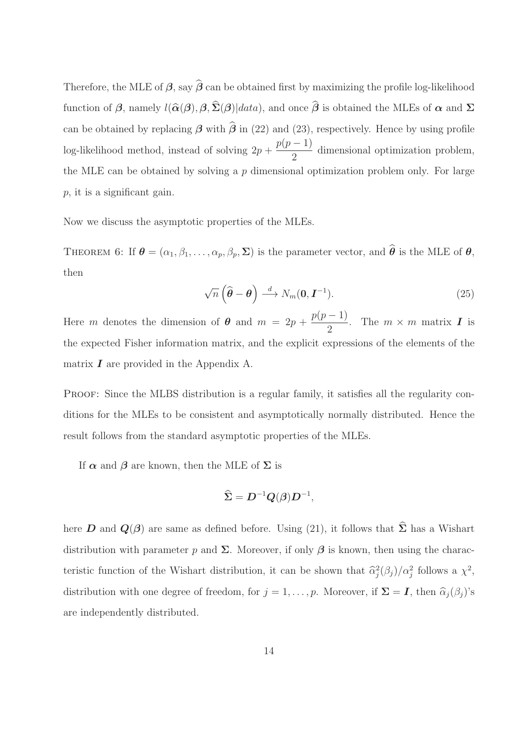Therefore, the MLE of $\boldsymbol{\beta}$, say $\widehat{\boldsymbol{\beta}}$ can be obtained first by maximizing the profile log-likelihood function of $\boldsymbol{\beta}$, namely $l(\widehat{\boldsymbol{\alpha}}(\boldsymbol{\beta}), \boldsymbol{\beta}, \widehat{\boldsymbol{\Sigma}}(\boldsymbol{\beta})|data)$, and once $\widehat{\boldsymbol{\beta}}$ is obtained the MLEs of $\boldsymbol{\alpha}$ and $\boldsymbol{\Sigma}$ can be obtained by replacing $\boldsymbol{\beta}$ with $\widehat{\boldsymbol{\beta}}$ in (22) and (23), respectively. Hence by using profile log-likelihood method, instead of solving $2p + \dfrac{p(p-1)}{2}$ dimensional optimization problem, the MLE can be obtained by solving a $p$ dimensional optimization problem only. For large $p$, it is a significant gain.

Now we discuss the asymptotic properties of the MLEs.

THEOREM 6: If $\boldsymbol{\theta} = (\alpha_1, \beta_1, \ldots, \alpha_p, \beta_p, \boldsymbol{\Sigma})$ is the parameter vector, and $\widehat{\boldsymbol{\theta}}$ is the MLE of $\boldsymbol{\theta}$, then

$$\sqrt{n}\left(\widehat{\boldsymbol{\theta}} - \boldsymbol{\theta}\right) \xrightarrow{d} N_m(\mathbf{0}, \boldsymbol{I}^{-1}). \tag{25}$$

Here $m$ denotes the dimension of $\boldsymbol{\theta}$ and $m = 2p + \dfrac{p(p-1)}{2}$. The $m \times m$ matrix $\boldsymbol{I}$ is the expected Fisher information matrix, and the explicit expressions of the elements of the matrix $\boldsymbol{I}$ are provided in the Appendix A.

PROOF: Since the MLBS distribution is a regular family, it satisfies all the regularity conditions for the MLEs to be consistent and asymptotically normally distributed. Hence the result follows from the standard asymptotic properties of the MLEs.

If $\boldsymbol{\alpha}$ and $\boldsymbol{\beta}$ are known, then the MLE of $\boldsymbol{\Sigma}$ is

$$\widehat{\boldsymbol{\Sigma}} = \boldsymbol{D}^{-1}\boldsymbol{Q}(\boldsymbol{\beta})\boldsymbol{D}^{-1},$$

here $\boldsymbol{D}$ and $\boldsymbol{Q}(\boldsymbol{\beta})$ are same as defined before. Using (21), it follows that $\widehat{\boldsymbol{\Sigma}}$ has a Wishart distribution with parameter $p$ and $\boldsymbol{\Sigma}$. Moreover, if only $\boldsymbol{\beta}$ is known, then using the characteristic function of the Wishart distribution, it can be shown that $\widehat{\alpha}_j^2(\beta_j)/\alpha_j^2$ follows a $\chi^2$, distribution with one degree of freedom, for $j = 1, \ldots, p$. Moreover, if $\boldsymbol{\Sigma} = \boldsymbol{I}$, then $\widehat{\alpha}_j(\beta_j)$'s are independently distributed.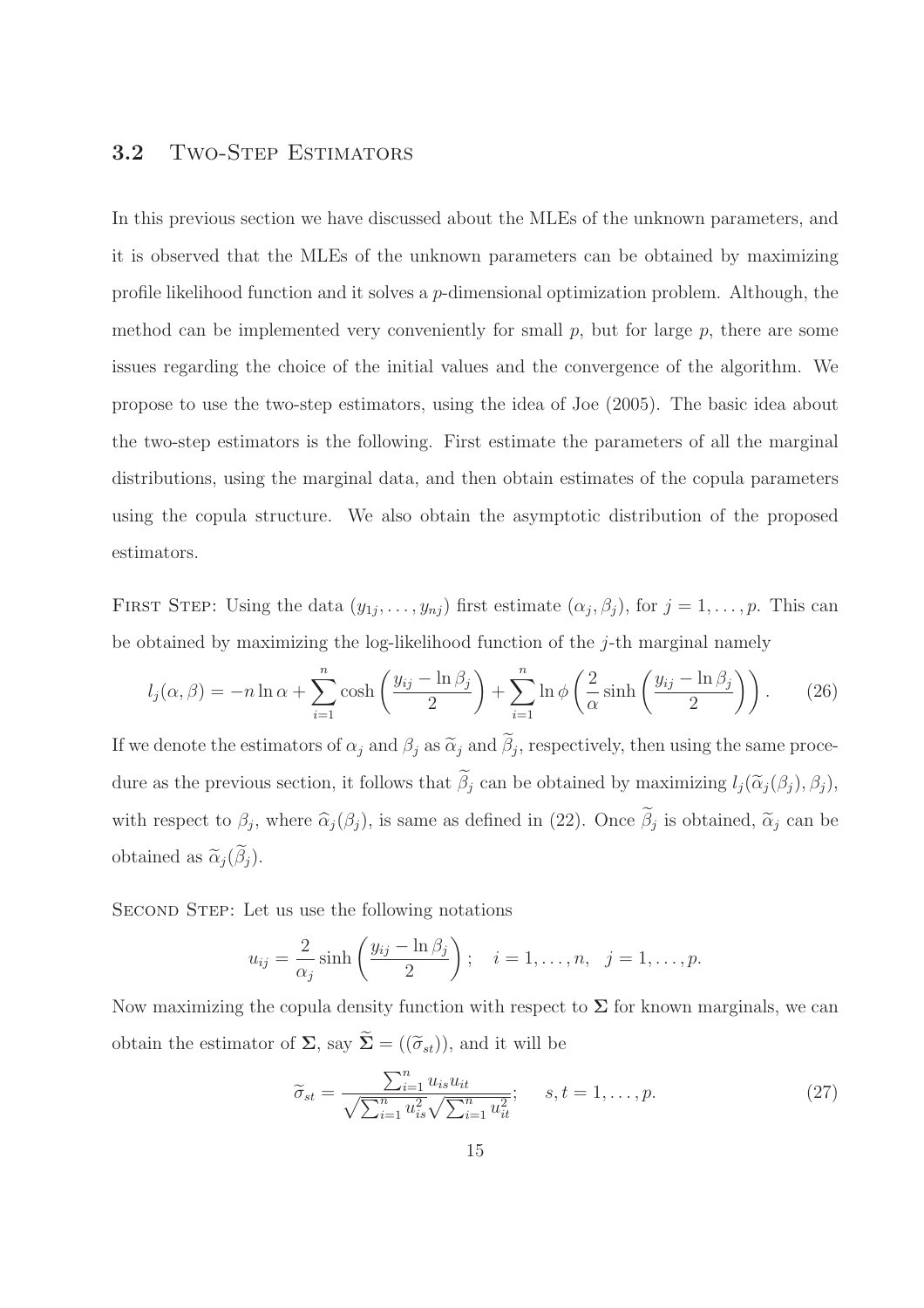### 3.2 Two-Step Estimators

In this previous section we have discussed about the MLEs of the unknown parameters, and it is observed that the MLEs of the unknown parameters can be obtained by maximizing profile likelihood function and it solves a $p$-dimensional optimization problem. Although, the method can be implemented very conveniently for small $p$, but for large $p$, there are some issues regarding the choice of the initial values and the convergence of the algorithm. We propose to use the two-step estimators, using the idea of Joe (2005). The basic idea about the two-step estimators is the following. First estimate the parameters of all the marginal distributions, using the marginal data, and then obtain estimates of the copula parameters using the copula structure. We also obtain the asymptotic distribution of the proposed estimators.

First Step: Using the data $(y_{1j}, \ldots, y_{nj})$ first estimate $(\alpha_j, \beta_j)$, for $j = 1, \ldots, p$. This can be obtained by maximizing the log-likelihood function of the $j$-th marginal namely

$$l_j(\alpha, \beta) = -n \ln \alpha + \sum_{i=1}^{n} \cosh\left(\frac{y_{ij} - \ln \beta_j}{2}\right) + \sum_{i=1}^{n} \ln \phi\left(\frac{2}{\alpha} \sinh\left(\frac{y_{ij} - \ln \beta_j}{2}\right)\right). \qquad (26)$$

If we denote the estimators of $\alpha_j$ and $\beta_j$ as $\widetilde{\alpha}_j$ and $\widetilde{\beta}_j$, respectively, then using the same procedure as the previous section, it follows that $\widetilde{\beta}_j$ can be obtained by maximizing $l_j(\widetilde{\alpha}_j(\beta_j), \beta_j)$, with respect to $\beta_j$, where $\widehat{\alpha}_j(\beta_j)$, is same as defined in (22). Once $\widetilde{\beta}_j$ is obtained, $\widetilde{\alpha}_j$ can be obtained as $\widetilde{\alpha}_j(\widetilde{\beta}_j)$.

Second Step: Let us use the following notations

$$u_{ij} = \frac{2}{\alpha_j} \sinh\left(\frac{y_{ij} - \ln \beta_j}{2}\right); \quad i = 1, \ldots, n, \quad j = 1, \ldots, p.$$

Now maximizing the copula density function with respect to $\mathbf{\Sigma}$ for known marginals, we can obtain the estimator of $\mathbf{\Sigma}$, say $\widetilde{\mathbf{\Sigma}} = ((\widetilde{\sigma}_{st}))$, and it will be

$$\widetilde{\sigma}_{st} = \frac{\sum_{i=1}^{n} u_{is} u_{it}}{\sqrt{\sum_{i=1}^{n} u_{is}^2} \sqrt{\sum_{i=1}^{n} u_{it}^2}}; \qquad s, t = 1, \ldots, p. \qquad (27)$$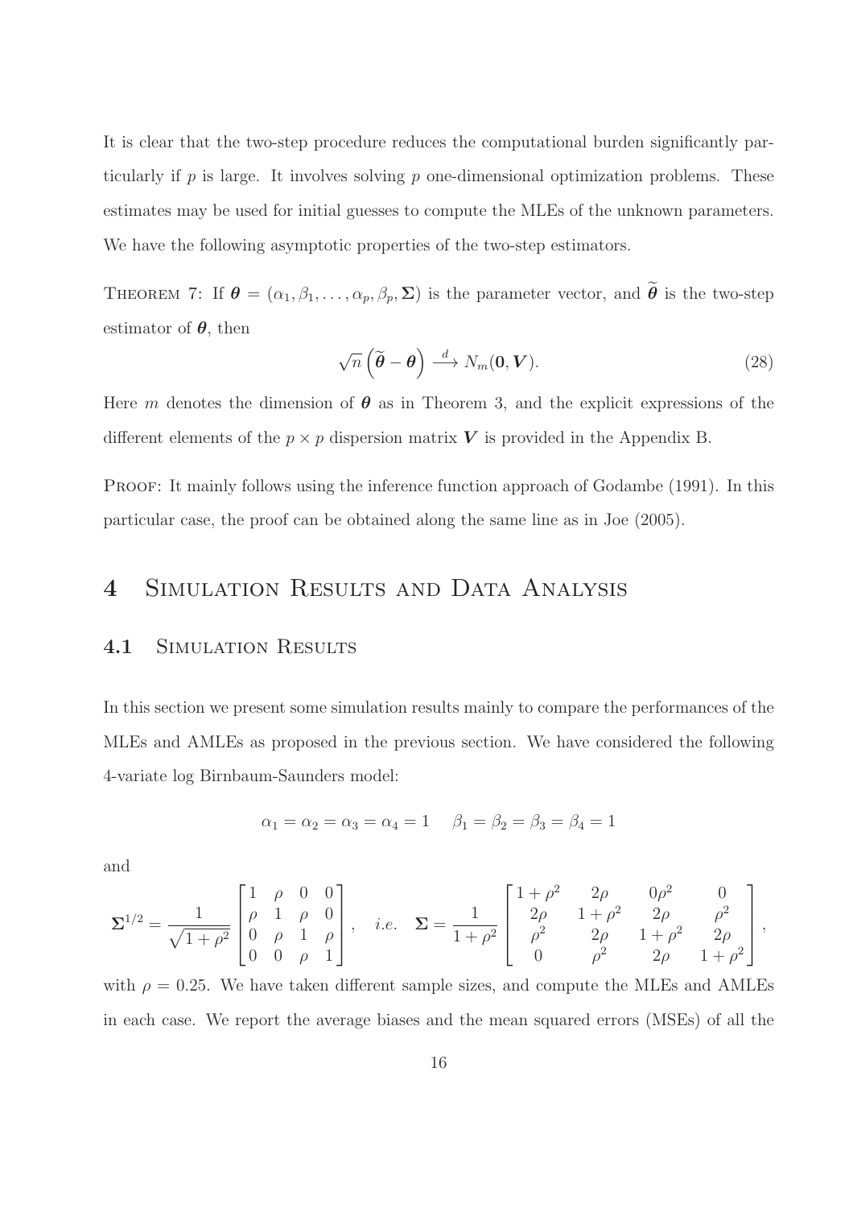It is clear that the two-step procedure reduces the computational burden significantly particularly if $p$ is large. It involves solving $p$ one-dimensional optimization problems. These estimates may be used for initial guesses to compute the MLEs of the unknown parameters. We have the following asymptotic properties of the two-step estimators.

THEOREM 7: If $\boldsymbol{\theta} = (\alpha_1, \beta_1, \ldots, \alpha_p, \beta_p, \boldsymbol{\Sigma})$ is the parameter vector, and $\widetilde{\boldsymbol{\theta}}$ is the two-step estimator of $\boldsymbol{\theta}$, then

$$\sqrt{n}\left(\widetilde{\boldsymbol{\theta}} - \boldsymbol{\theta}\right) \xrightarrow{d} N_m(\mathbf{0}, \boldsymbol{V}). \tag{28}$$

Here $m$ denotes the dimension of $\boldsymbol{\theta}$ as in Theorem 3, and the explicit expressions of the different elements of the $p \times p$ dispersion matrix $\boldsymbol{V}$ is provided in the Appendix B.

PROOF: It mainly follows using the inference function approach of Godambe (1991). In this particular case, the proof can be obtained along the same line as in Joe (2005).

# 4 Simulation Results and Data Analysis

## 4.1 Simulation Results

In this section we present some simulation results mainly to compare the performances of the MLEs and AMLEs as proposed in the previous section. We have considered the following 4-variate log Birnbaum-Saunders model:

$$\alpha_1 = \alpha_2 = \alpha_3 = \alpha_4 = 1 \quad \beta_1 = \beta_2 = \beta_3 = \beta_4 = 1$$

and

$$\boldsymbol{\Sigma}^{1/2} = \frac{1}{\sqrt{1+\rho^2}} \begin{bmatrix} 1 & \rho & 0 & 0 \\ \rho & 1 & \rho & 0 \\ 0 & \rho & 1 & \rho \\ 0 & 0 & \rho & 1 \end{bmatrix}, \quad i.e. \quad \boldsymbol{\Sigma} = \frac{1}{1+\rho^2} \begin{bmatrix} 1+\rho^2 & 2\rho & 0\rho^2 & 0 \\ 2\rho & 1+\rho^2 & 2\rho & \rho^2 \\ \rho^2 & 2\rho & 1+\rho^2 & 2\rho \\ 0 & \rho^2 & 2\rho & 1+\rho^2 \end{bmatrix},$$

with $\rho = 0.25$. We have taken different sample sizes, and compute the MLEs and AMLEs in each case. We report the average biases and the mean squared errors (MSEs) of all the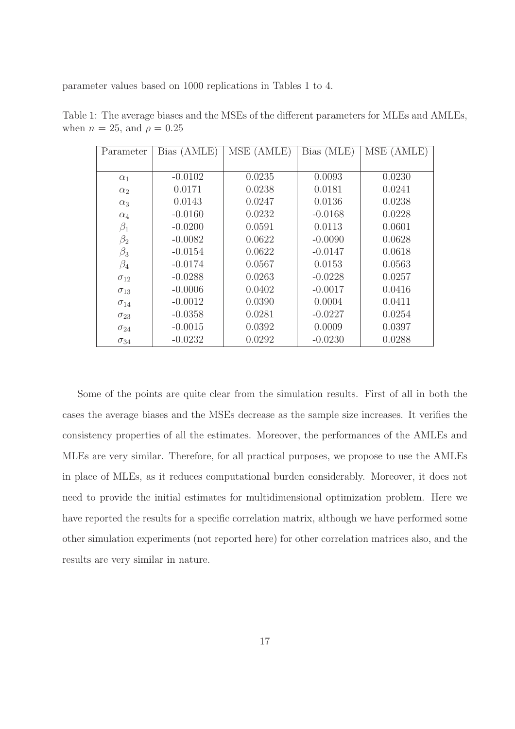parameter values based on 1000 replications in Tables 1 to 4.

Table 1: The average biases and the MSEs of the different parameters for MLEs and AMLEs, when $n = 25$, and $\rho = 0.25$

| Parameter | Bias (AMLE) | MSE (AMLE) | Bias (MLE) | MSE (AMLE) |
|---|---|---|---|---|
| $\alpha_1$ | -0.0102 | 0.0235 | 0.0093 | 0.0230 |
| $\alpha_2$ | 0.0171 | 0.0238 | 0.0181 | 0.0241 |
| $\alpha_3$ | 0.0143 | 0.0247 | 0.0136 | 0.0238 |
| $\alpha_4$ | -0.0160 | 0.0232 | -0.0168 | 0.0228 |
| $\beta_1$ | -0.0200 | 0.0591 | 0.0113 | 0.0601 |
| $\beta_2$ | -0.0082 | 0.0622 | -0.0090 | 0.0628 |
| $\beta_3$ | -0.0154 | 0.0622 | -0.0147 | 0.0618 |
| $\beta_4$ | -0.0174 | 0.0567 | 0.0153 | 0.0563 |
| $\sigma_{12}$ | -0.0288 | 0.0263 | -0.0228 | 0.0257 |
| $\sigma_{13}$ | -0.0006 | 0.0402 | -0.0017 | 0.0416 |
| $\sigma_{14}$ | -0.0012 | 0.0390 | 0.0004 | 0.0411 |
| $\sigma_{23}$ | -0.0358 | 0.0281 | -0.0227 | 0.0254 |
| $\sigma_{24}$ | -0.0015 | 0.0392 | 0.0009 | 0.0397 |
| $\sigma_{34}$ | -0.0232 | 0.0292 | -0.0230 | 0.0288 |

Some of the points are quite clear from the simulation results. First of all in both the cases the average biases and the MSEs decrease as the sample size increases. It verifies the consistency properties of all the estimates. Moreover, the performances of the AMLEs and MLEs are very similar. Therefore, for all practical purposes, we propose to use the AMLEs in place of MLEs, as it reduces computational burden considerably. Moreover, it does not need to provide the initial estimates for multidimensional optimization problem. Here we have reported the results for a specific correlation matrix, although we have performed some other simulation experiments (not reported here) for other correlation matrices also, and the results are very similar in nature.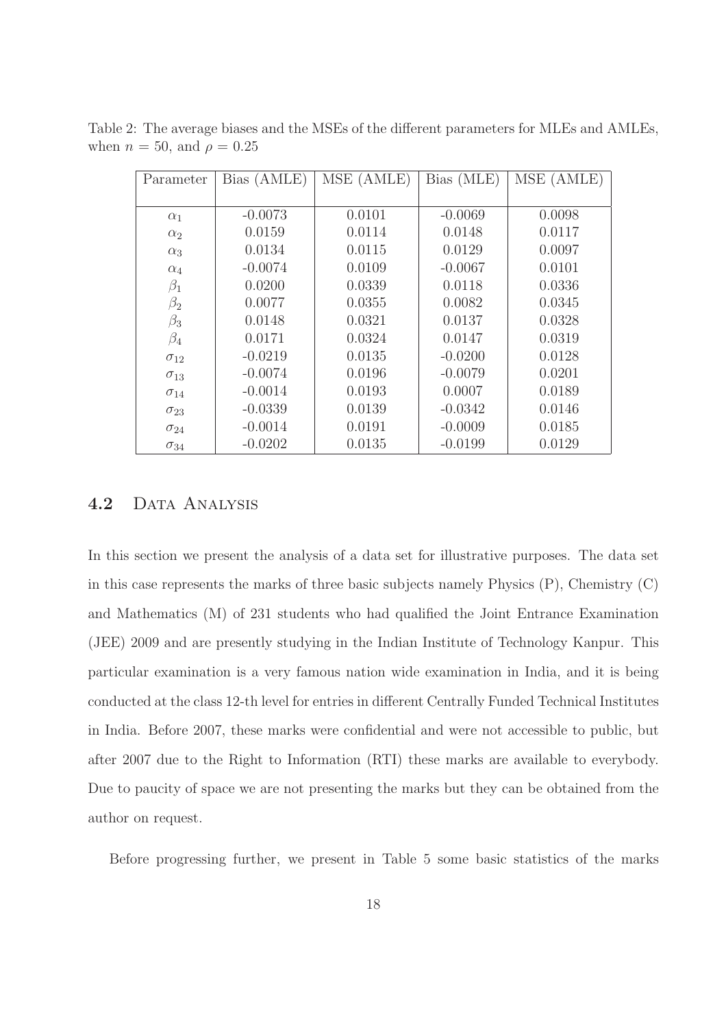Table 2: The average biases and the MSEs of the different parameters for MLEs and AMLEs, when $n = 50$, and $\rho = 0.25$

| Parameter | Bias (AMLE) | MSE (AMLE) | Bias (MLE) | MSE (AMLE) |
|---|---|---|---|---|
| $\alpha_1$ | -0.0073 | 0.0101 | -0.0069 | 0.0098 |
| $\alpha_2$ | 0.0159 | 0.0114 | 0.0148 | 0.0117 |
| $\alpha_3$ | 0.0134 | 0.0115 | 0.0129 | 0.0097 |
| $\alpha_4$ | -0.0074 | 0.0109 | -0.0067 | 0.0101 |
| $\beta_1$ | 0.0200 | 0.0339 | 0.0118 | 0.0336 |
| $\beta_2$ | 0.0077 | 0.0355 | 0.0082 | 0.0345 |
| $\beta_3$ | 0.0148 | 0.0321 | 0.0137 | 0.0328 |
| $\beta_4$ | 0.0171 | 0.0324 | 0.0147 | 0.0319 |
| $\sigma_{12}$ | -0.0219 | 0.0135 | -0.0200 | 0.0128 |
| $\sigma_{13}$ | -0.0074 | 0.0196 | -0.0079 | 0.0201 |
| $\sigma_{14}$ | -0.0014 | 0.0193 | 0.0007 | 0.0189 |
| $\sigma_{23}$ | -0.0339 | 0.0139 | -0.0342 | 0.0146 |
| $\sigma_{24}$ | -0.0014 | 0.0191 | -0.0009 | 0.0185 |
| $\sigma_{34}$ | -0.0202 | 0.0135 | -0.0199 | 0.0129 |

### 4.2 Data Analysis

In this section we present the analysis of a data set for illustrative purposes. The data set in this case represents the marks of three basic subjects namely Physics (P), Chemistry (C) and Mathematics (M) of 231 students who had qualified the Joint Entrance Examination (JEE) 2009 and are presently studying in the Indian Institute of Technology Kanpur. This particular examination is a very famous nation wide examination in India, and it is being conducted at the class 12-th level for entries in different Centrally Funded Technical Institutes in India. Before 2007, these marks were confidential and were not accessible to public, but after 2007 due to the Right to Information (RTI) these marks are available to everybody. Due to paucity of space we are not presenting the marks but they can be obtained from the author on request.

Before progressing further, we present in Table 5 some basic statistics of the marks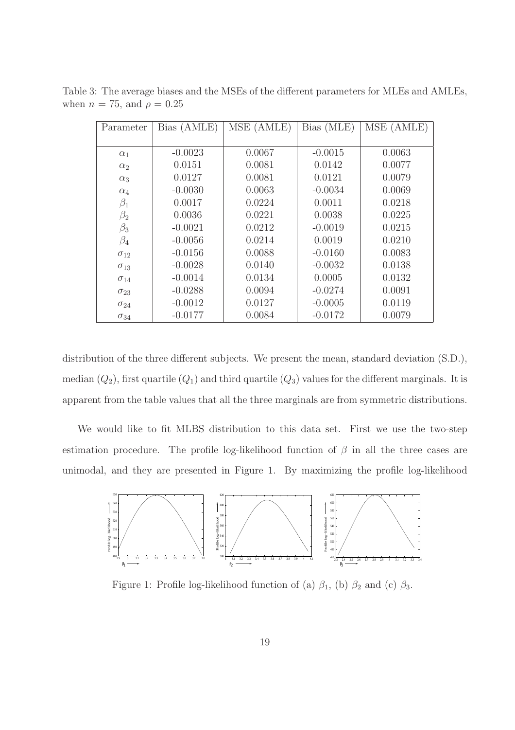Table 3: The average biases and the MSEs of the different parameters for MLEs and AMLEs, when $n = 75$, and $\rho = 0.25$

| Parameter | Bias (AMLE) | MSE (AMLE) | Bias (MLE) | MSE (AMLE) |
|---|---|---|---|---|
| $\alpha_1$ | -0.0023 | 0.0067 | -0.0015 | 0.0063 |
| $\alpha_2$ | 0.0151 | 0.0081 | 0.0142 | 0.0077 |
| $\alpha_3$ | 0.0127 | 0.0081 | 0.0121 | 0.0079 |
| $\alpha_4$ | -0.0030 | 0.0063 | -0.0034 | 0.0069 |
| $\beta_1$ | 0.0017 | 0.0224 | 0.0011 | 0.0218 |
| $\beta_2$ | 0.0036 | 0.0221 | 0.0038 | 0.0225 |
| $\beta_3$ | -0.0021 | 0.0212 | -0.0019 | 0.0215 |
| $\beta_4$ | -0.0056 | 0.0214 | 0.0019 | 0.0210 |
| $\sigma_{12}$ | -0.0156 | 0.0088 | -0.0160 | 0.0083 |
| $\sigma_{13}$ | -0.0028 | 0.0140 | -0.0032 | 0.0138 |
| $\sigma_{14}$ | -0.0014 | 0.0134 | 0.0005 | 0.0132 |
| $\sigma_{23}$ | -0.0288 | 0.0094 | -0.0274 | 0.0091 |
| $\sigma_{24}$ | -0.0012 | 0.0127 | -0.0005 | 0.0119 |
| $\sigma_{34}$ | -0.0177 | 0.0084 | -0.0172 | 0.0079 |

distribution of the three different subjects. We present the mean, standard deviation (S.D.), median ($Q_2$), first quartile ($Q_1$) and third quartile ($Q_3$) values for the different marginals. It is apparent from the table values that all the three marginals are from symmetric distributions.

We would like to fit MLBS distribution to this data set. First we use the two-step estimation procedure. The profile log-likelihood function of $\beta$ in all the three cases are unimodal, and they are presented in Figure 1. By maximizing the profile log-likelihood

Figure 1: Profile log-likelihood function of (a) $\beta_1$, (b) $\beta_2$ and (c) $\beta_3$.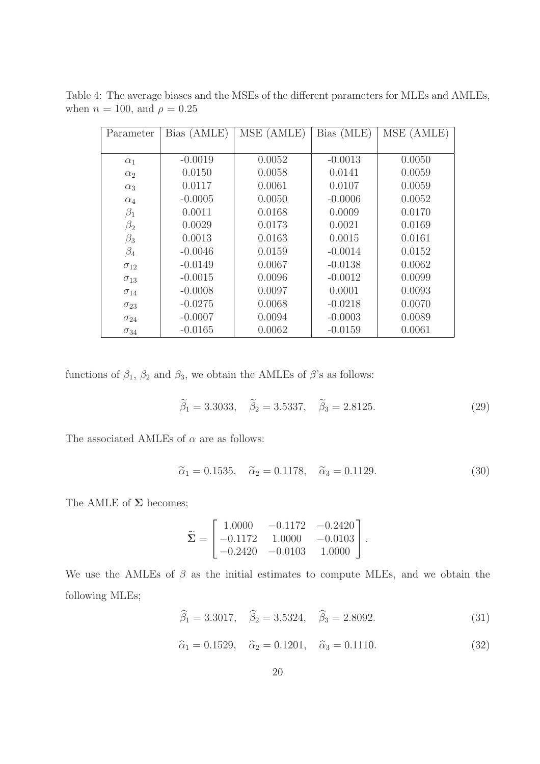Table 4: The average biases and the MSEs of the different parameters for MLEs and AMLEs, when $n = 100$, and $\rho = 0.25$

| Parameter | Bias (AMLE) | MSE (AMLE) | Bias (MLE) | MSE (AMLE) |
|---|---|---|---|---|
| $\alpha_1$ | -0.0019 | 0.0052 | -0.0013 | 0.0050 |
| $\alpha_2$ | 0.0150 | 0.0058 | 0.0141 | 0.0059 |
| $\alpha_3$ | 0.0117 | 0.0061 | 0.0107 | 0.0059 |
| $\alpha_4$ | -0.0005 | 0.0050 | -0.0006 | 0.0052 |
| $\beta_1$ | 0.0011 | 0.0168 | 0.0009 | 0.0170 |
| $\beta_2$ | 0.0029 | 0.0173 | 0.0021 | 0.0169 |
| $\beta_3$ | 0.0013 | 0.0163 | 0.0015 | 0.0161 |
| $\beta_4$ | -0.0046 | 0.0159 | -0.0014 | 0.0152 |
| $\sigma_{12}$ | -0.0149 | 0.0067 | -0.0138 | 0.0062 |
| $\sigma_{13}$ | -0.0015 | 0.0096 | -0.0012 | 0.0099 |
| $\sigma_{14}$ | -0.0008 | 0.0097 | 0.0001 | 0.0093 |
| $\sigma_{23}$ | -0.0275 | 0.0068 | -0.0218 | 0.0070 |
| $\sigma_{24}$ | -0.0007 | 0.0094 | -0.0003 | 0.0089 |
| $\sigma_{34}$ | -0.0165 | 0.0062 | -0.0159 | 0.0061 |

functions of $\beta_1$, $\beta_2$ and $\beta_3$, we obtain the AMLEs of $\beta$'s as follows:

$$\widetilde{\beta}_1 = 3.3033, \quad \widetilde{\beta}_2 = 3.5337, \quad \widetilde{\beta}_3 = 2.8125. \tag{29}$$

The associated AMLEs of $\alpha$ are as follows:

$$\widetilde{\alpha}_1 = 0.1535, \quad \widetilde{\alpha}_2 = 0.1178, \quad \widetilde{\alpha}_3 = 0.1129. \tag{30}$$

The AMLE of $\boldsymbol{\Sigma}$ becomes;

$$\widetilde{\boldsymbol{\Sigma}} = \begin{bmatrix} 1.0000 & -0.1172 & -0.2420 \\ -0.1172 & 1.0000 & -0.0103 \\ -0.2420 & -0.0103 & 1.0000 \end{bmatrix}.$$

We use the AMLEs of $\beta$ as the initial estimates to compute MLEs, and we obtain the following MLEs;

$$\widehat{\beta}_1 = 3.3017, \quad \widehat{\beta}_2 = 3.5324, \quad \widehat{\beta}_3 = 2.8092. \tag{31}$$

$$\widehat{\alpha}_1 = 0.1529, \quad \widehat{\alpha}_2 = 0.1201, \quad \widehat{\alpha}_3 = 0.1110. \tag{32}$$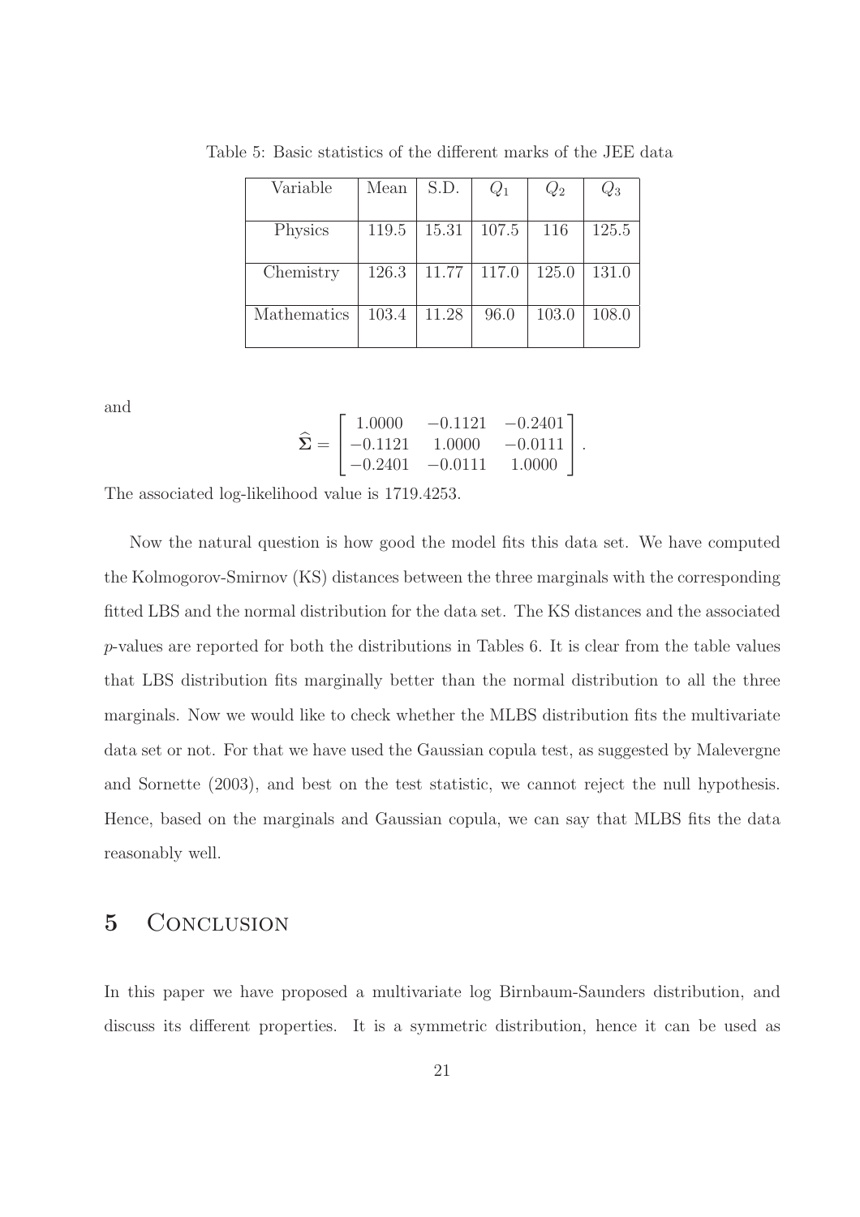Table 5: Basic statistics of the different marks of the JEE data

| Variable | Mean | S.D. | $Q_1$ | $Q_2$ | $Q_3$ |
|---|---|---|---|---|---|
| Physics | 119.5 | 15.31 | 107.5 | 116 | 125.5 |
| Chemistry | 126.3 | 11.77 | 117.0 | 125.0 | 131.0 |
| Mathematics | 103.4 | 11.28 | 96.0 | 103.0 | 108.0 |

and

$$\widehat{\boldsymbol{\Sigma}} = \begin{bmatrix} 1.0000 & -0.1121 & -0.2401 \\ -0.1121 & 1.0000 & -0.0111 \\ -0.2401 & -0.0111 & 1.0000 \end{bmatrix}.$$

The associated log-likelihood value is 1719.4253.

Now the natural question is how good the model fits this data set. We have computed the Kolmogorov-Smirnov (KS) distances between the three marginals with the corresponding fitted LBS and the normal distribution for the data set. The KS distances and the associated $p$-values are reported for both the distributions in Tables 6. It is clear from the table values that LBS distribution fits marginally better than the normal distribution to all the three marginals. Now we would like to check whether the MLBS distribution fits the multivariate data set or not. For that we have used the Gaussian copula test, as suggested by Malevergne and Sornette (2003), and best on the test statistic, we cannot reject the null hypothesis. Hence, based on the marginals and Gaussian copula, we can say that MLBS fits the data reasonably well.

## 5 Conclusion

In this paper we have proposed a multivariate log Birnbaum-Saunders distribution, and discuss its different properties. It is a symmetric distribution, hence it can be used as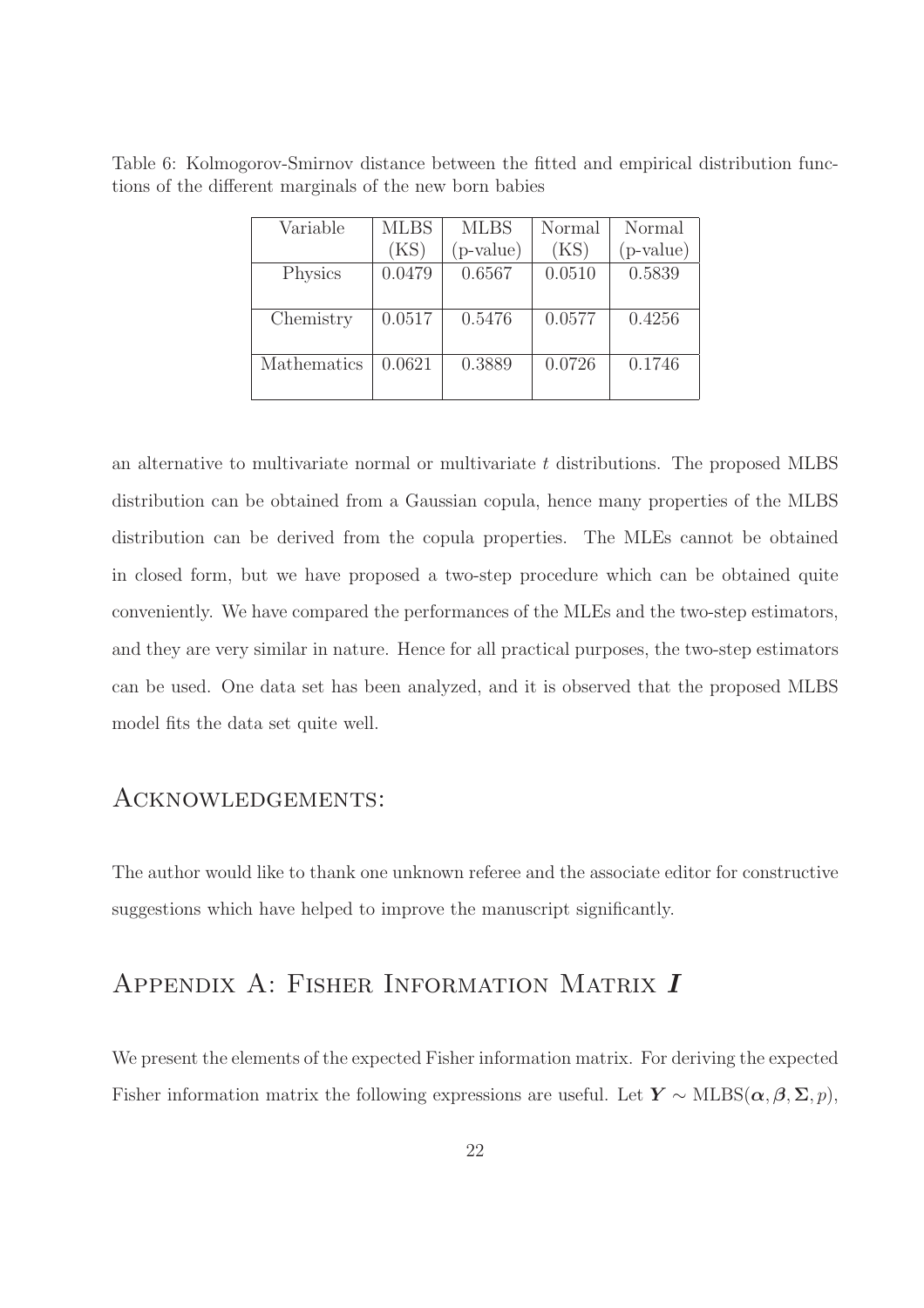Table 6: Kolmogorov-Smirnov distance between the fitted and empirical distribution functions of the different marginals of the new born babies

| Variable | MLBS (KS) | MLBS (p-value) | Normal (KS) | Normal (p-value) |
|---|---|---|---|---|
| Physics | 0.0479 | 0.6567 | 0.0510 | 0.5839 |
| Chemistry | 0.0517 | 0.5476 | 0.0577 | 0.4256 |
| Mathematics | 0.0621 | 0.3889 | 0.0726 | 0.1746 |

an alternative to multivariate normal or multivariate $t$ distributions. The proposed MLBS distribution can be obtained from a Gaussian copula, hence many properties of the MLBS distribution can be derived from the copula properties. The MLEs cannot be obtained in closed form, but we have proposed a two-step procedure which can be obtained quite conveniently. We have compared the performances of the MLEs and the two-step estimators, and they are very similar in nature. Hence for all practical purposes, the two-step estimators can be used. One data set has been analyzed, and it is observed that the proposed MLBS model fits the data set quite well.

## Acknowledgements:

The author would like to thank one unknown referee and the associate editor for constructive suggestions which have helped to improve the manuscript significantly.

## Appendix A: Fisher Information Matrix $\boldsymbol{I}$

We present the elements of the expected Fisher information matrix. For deriving the expected Fisher information matrix the following expressions are useful. Let $\boldsymbol{Y} \sim \text{MLBS}(\boldsymbol{\alpha}, \boldsymbol{\beta}, \boldsymbol{\Sigma}, p)$,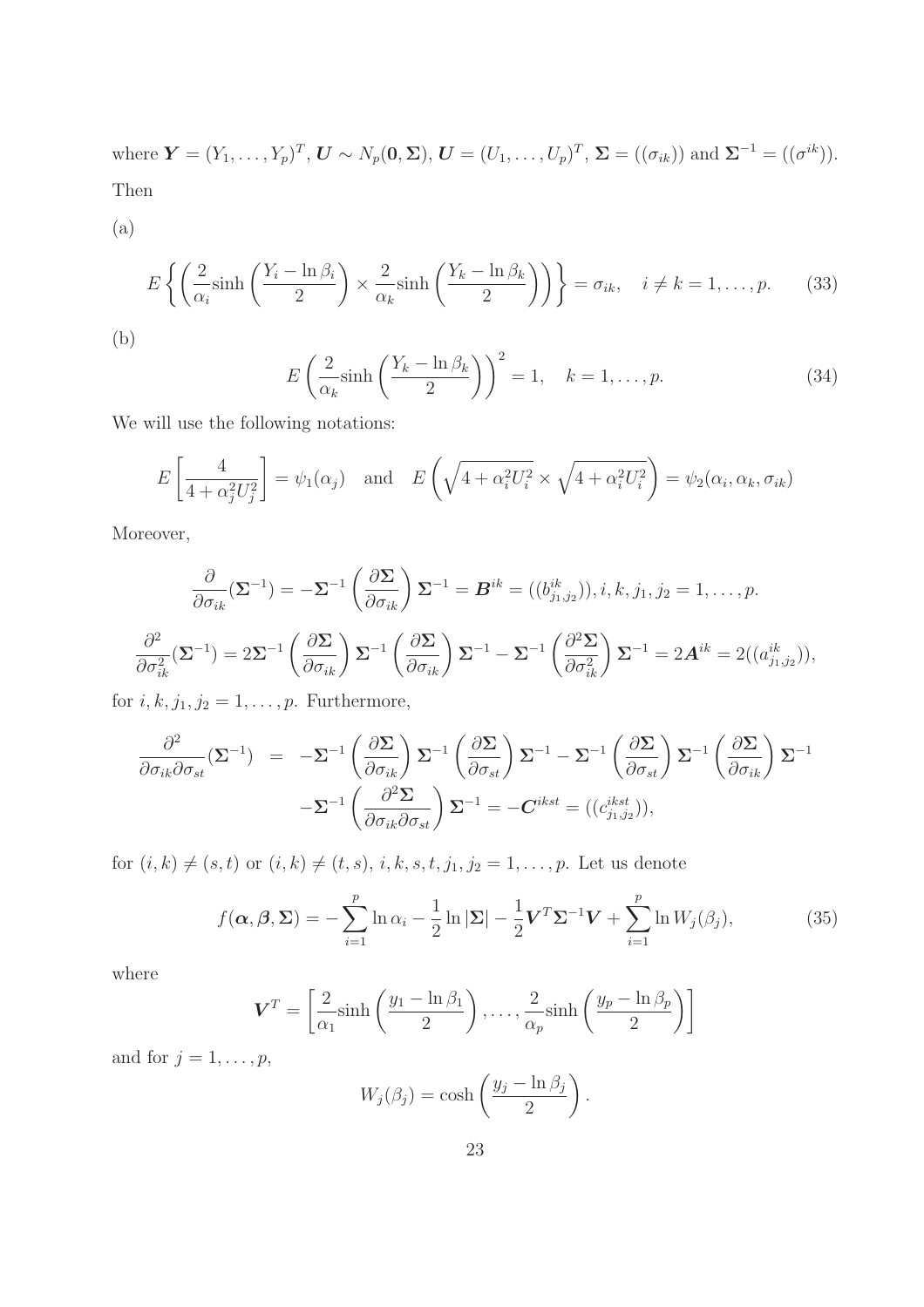where $\boldsymbol{Y} = (Y_1, \ldots, Y_p)^T$, $\boldsymbol{U} \sim N_p(\boldsymbol{0}, \boldsymbol{\Sigma})$, $\boldsymbol{U} = (U_1, \ldots, U_p)^T$, $\boldsymbol{\Sigma} = ((\sigma_{ik}))$ and $\boldsymbol{\Sigma}^{-1} = ((\sigma^{ik}))$. Then

(a)

$$E\left\{\left(\frac{2}{\alpha_i}\sinh\left(\frac{Y_i - \ln\beta_i}{2}\right) \times \frac{2}{\alpha_k}\sinh\left(\frac{Y_k - \ln\beta_k}{2}\right)\right)\right\} = \sigma_{ik}, \quad i \neq k = 1, \ldots, p. \tag{33}$$

(b)

$$E\left(\frac{2}{\alpha_k}\sinh\left(\frac{Y_k - \ln\beta_k}{2}\right)\right)^2 = 1, \quad k = 1, \ldots, p. \tag{34}$$

We will use the following notations:

$$E\left[\frac{4}{4 + \alpha_j^2 U_j^2}\right] = \psi_1(\alpha_j) \quad \text{and} \quad E\left(\sqrt{4 + \alpha_i^2 U_i^2} \times \sqrt{4 + \alpha_i^2 U_i^2}\right) = \psi_2(\alpha_i, \alpha_k, \sigma_{ik})$$

Moreover,

$$\frac{\partial}{\partial \sigma_{ik}}(\boldsymbol{\Sigma}^{-1}) = -\boldsymbol{\Sigma}^{-1}\left(\frac{\partial \boldsymbol{\Sigma}}{\partial \sigma_{ik}}\right)\boldsymbol{\Sigma}^{-1} = \boldsymbol{B}^{ik} = ((b^{ik}_{j_1,j_2})), i, k, j_1, j_2 = 1, \ldots, p.$$

$$\frac{\partial^2}{\partial \sigma_{ik}^2}(\boldsymbol{\Sigma}^{-1}) = 2\boldsymbol{\Sigma}^{-1}\left(\frac{\partial \boldsymbol{\Sigma}}{\partial \sigma_{ik}}\right)\boldsymbol{\Sigma}^{-1}\left(\frac{\partial \boldsymbol{\Sigma}}{\partial \sigma_{ik}}\right)\boldsymbol{\Sigma}^{-1} - \boldsymbol{\Sigma}^{-1}\left(\frac{\partial^2 \boldsymbol{\Sigma}}{\partial \sigma_{ik}^2}\right)\boldsymbol{\Sigma}^{-1} = 2\boldsymbol{A}^{ik} = 2((a^{ik}_{j_1,j_2})),$$

for $i, k, j_1, j_2 = 1, \ldots, p$. Furthermore,

$$\begin{aligned}
\frac{\partial^2}{\partial \sigma_{ik}\partial \sigma_{st}}(\boldsymbol{\Sigma}^{-1}) &= -\boldsymbol{\Sigma}^{-1}\left(\frac{\partial \boldsymbol{\Sigma}}{\partial \sigma_{ik}}\right)\boldsymbol{\Sigma}^{-1}\left(\frac{\partial \boldsymbol{\Sigma}}{\partial \sigma_{st}}\right)\boldsymbol{\Sigma}^{-1} - \boldsymbol{\Sigma}^{-1}\left(\frac{\partial \boldsymbol{\Sigma}}{\partial \sigma_{st}}\right)\boldsymbol{\Sigma}^{-1}\left(\frac{\partial \boldsymbol{\Sigma}}{\partial \sigma_{ik}}\right)\boldsymbol{\Sigma}^{-1} \\
&\quad -\boldsymbol{\Sigma}^{-1}\left(\frac{\partial^2 \boldsymbol{\Sigma}}{\partial \sigma_{ik}\partial \sigma_{st}}\right)\boldsymbol{\Sigma}^{-1} = -\boldsymbol{C}^{ikst} = ((c^{ikst}_{j_1,j_2})),
\end{aligned}$$

for $(i,k) \neq (s,t)$ or $(i,k) \neq (t,s)$, $i, k, s, t, j_1, j_2 = 1, \ldots, p$. Let us denote

$$f(\boldsymbol{\alpha}, \boldsymbol{\beta}, \boldsymbol{\Sigma}) = -\sum_{i=1}^{p}\ln\alpha_i - \frac{1}{2}\ln|\boldsymbol{\Sigma}| - \frac{1}{2}\boldsymbol{V}^T\boldsymbol{\Sigma}^{-1}\boldsymbol{V} + \sum_{i=1}^{p}\ln W_j(\beta_j), \tag{35}$$

where

$$\boldsymbol{V}^T = \left[\frac{2}{\alpha_1}\sinh\left(\frac{y_1 - \ln\beta_1}{2}\right), \ldots, \frac{2}{\alpha_p}\sinh\left(\frac{y_p - \ln\beta_p}{2}\right)\right]$$

and for $j = 1, \ldots, p$,

$$W_j(\beta_j) = \cosh\left(\frac{y_j - \ln\beta_j}{2}\right).$$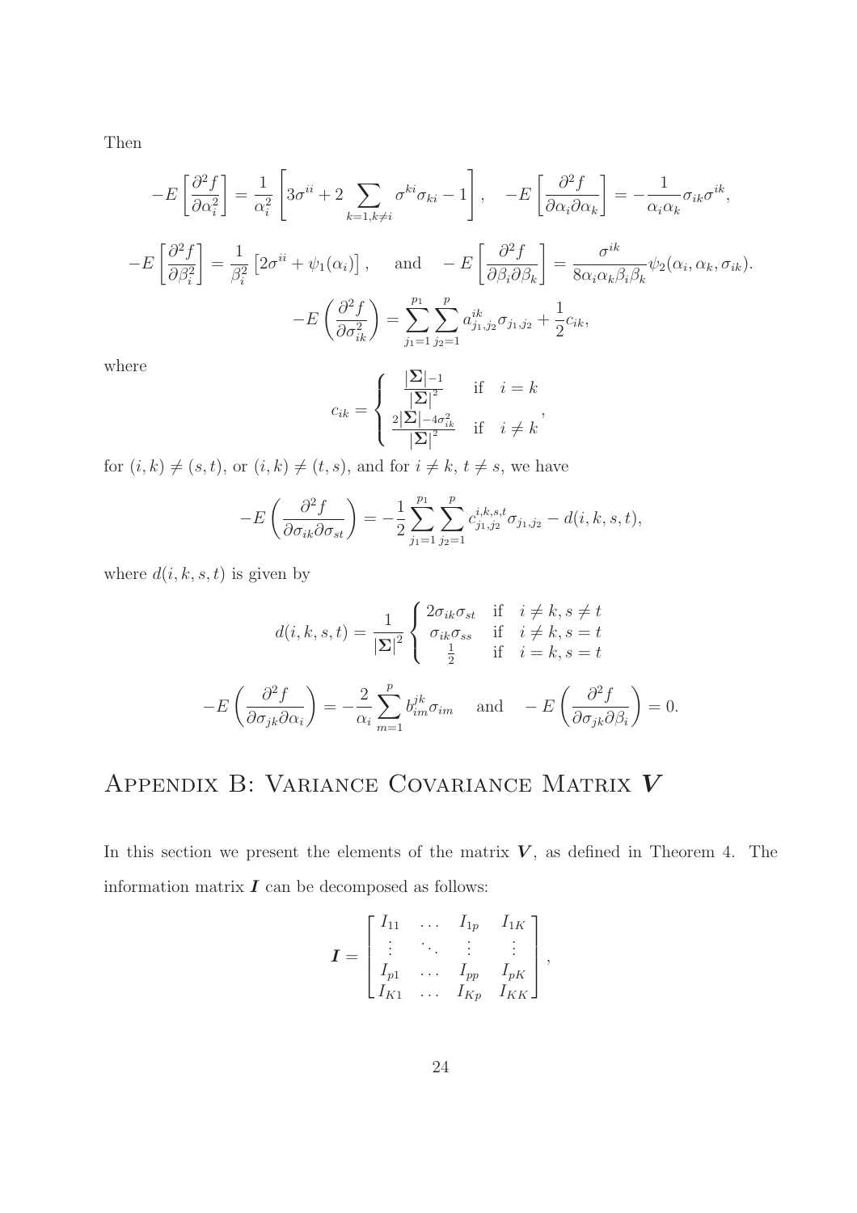Then

$$-E\left[\frac{\partial^2 f}{\partial \alpha_i^2}\right] = \frac{1}{\alpha_i^2}\left[3\sigma^{ii} + 2\sum_{k=1,k\neq i}\sigma^{ki}\sigma_{ki} - 1\right], \quad -E\left[\frac{\partial^2 f}{\partial \alpha_i \partial \alpha_k}\right] = -\frac{1}{\alpha_i\alpha_k}\sigma_{ik}\sigma^{ik},$$

$$-E\left[\frac{\partial^2 f}{\partial \beta_i^2}\right] = \frac{1}{\beta_i^2}\left[2\sigma^{ii} + \psi_1(\alpha_i)\right], \quad \text{and} \quad -E\left[\frac{\partial^2 f}{\partial \beta_i \partial \beta_k}\right] = \frac{\sigma^{ik}}{8\alpha_i\alpha_k\beta_i\beta_k}\psi_2(\alpha_i, \alpha_k, \sigma_{ik}).$$

$$-E\left(\frac{\partial^2 f}{\partial \sigma_{ik}^2}\right) = \sum_{j_1=1}^{p_1}\sum_{j_2=1}^{p} a_{j_1,j_2}^{ik}\sigma_{j_1,j_2} + \frac{1}{2}c_{ik},$$

where

$$c_{ik} = \begin{cases} \dfrac{|\boldsymbol{\Sigma}|-1}{|\boldsymbol{\Sigma}|^2} & \text{if} \quad i = k \\ \dfrac{2|\boldsymbol{\Sigma}|-4\sigma_{ik}^2}{|\boldsymbol{\Sigma}|^2} & \text{if} \quad i \neq k \end{cases},$$

for $(i,k) \neq (s,t)$, or $(i,k) \neq (t,s)$, and for $i \neq k$, $t \neq s$, we have

$$-E\left(\frac{\partial^2 f}{\partial \sigma_{ik}\partial \sigma_{st}}\right) = -\frac{1}{2}\sum_{j_1=1}^{p_1}\sum_{j_2=1}^{p} c_{j_1,j_2}^{i,k,s,t}\sigma_{j_1,j_2} - d(i,k,s,t),$$

where $d(i,k,s,t)$ is given by

$$d(i,k,s,t) = \frac{1}{|\boldsymbol{\Sigma}|^2}\begin{cases} 2\sigma_{ik}\sigma_{st} & \text{if} \quad i \neq k, s \neq t \\ \sigma_{ik}\sigma_{ss} & \text{if} \quad i \neq k, s = t \\ \frac{1}{2} & \text{if} \quad i = k, s = t \end{cases}$$

$$-E\left(\frac{\partial^2 f}{\partial \sigma_{jk}\partial \alpha_i}\right) = -\frac{2}{\alpha_i}\sum_{m=1}^{p} b_{im}^{jk}\sigma_{im} \quad \text{and} \quad -E\left(\frac{\partial^2 f}{\partial \sigma_{jk}\partial \beta_i}\right) = 0.$$

# Appendix B: Variance Covariance Matrix $\boldsymbol{V}$

In this section we present the elements of the matrix $\boldsymbol{V}$, as defined in Theorem 4. The information matrix $\boldsymbol{I}$ can be decomposed as follows:

$$\boldsymbol{I} = \begin{bmatrix} I_{11} & \dots & I_{1p} & I_{1K} \\ \vdots & \ddots & \vdots & \vdots \\ I_{p1} & \dots & I_{pp} & I_{pK} \\ I_{K1} & \dots & I_{Kp} & I_{KK} \end{bmatrix},$$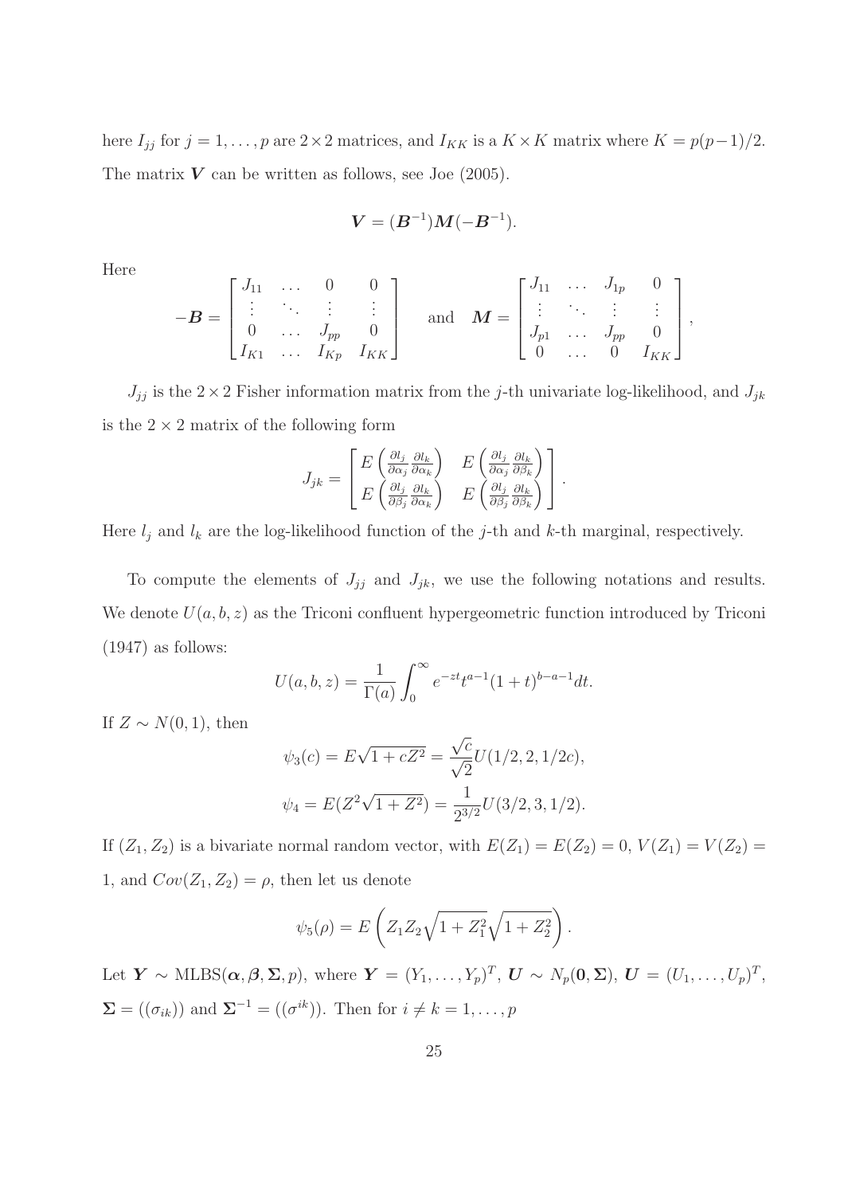here $I_{jj}$ for $j = 1, \ldots, p$ are $2 \times 2$ matrices, and $I_{KK}$ is a $K \times K$ matrix where $K = p(p-1)/2$. The matrix $\boldsymbol{V}$ can be written as follows, see Joe (2005).

$$\boldsymbol{V} = (\boldsymbol{B}^{-1})\boldsymbol{M}(-\boldsymbol{B}^{-1}).$$

Here

$$-\boldsymbol{B} = \begin{bmatrix} J_{11} & \ldots & 0 & 0 \\ \vdots & \ddots & \vdots & \vdots \\ 0 & \ldots & J_{pp} & 0 \\ I_{K1} & \ldots & I_{Kp} & I_{KK} \end{bmatrix} \quad \text{and} \quad \boldsymbol{M} = \begin{bmatrix} J_{11} & \ldots & J_{1p} & 0 \\ \vdots & \ddots & \vdots & \vdots \\ J_{p1} & \ldots & J_{pp} & 0 \\ 0 & \ldots & 0 & I_{KK} \end{bmatrix},$$

$J_{jj}$ is the $2 \times 2$ Fisher information matrix from the $j$-th univariate log-likelihood, and $J_{jk}$ is the $2 \times 2$ matrix of the following form

$$J_{jk} = \begin{bmatrix} E\left(\frac{\partial l_j}{\partial \alpha_j}\frac{\partial l_k}{\partial \alpha_k}\right) & E\left(\frac{\partial l_j}{\partial \alpha_j}\frac{\partial l_k}{\partial \beta_k}\right) \\ E\left(\frac{\partial l_j}{\partial \beta_j}\frac{\partial l_k}{\partial \alpha_k}\right) & E\left(\frac{\partial l_j}{\partial \beta_j}\frac{\partial l_k}{\partial \beta_k}\right) \end{bmatrix}.$$

Here $l_j$ and $l_k$ are the log-likelihood function of the $j$-th and $k$-th marginal, respectively.

To compute the elements of $J_{jj}$ and $J_{jk}$, we use the following notations and results. We denote $U(a, b, z)$ as the Triconi confluent hypergeometric function introduced by Triconi (1947) as follows:

$$U(a, b, z) = \frac{1}{\Gamma(a)} \int_0^\infty e^{-zt} t^{a-1} (1+t)^{b-a-1} dt.$$

If $Z \sim N(0, 1)$, then

$$\psi_3(c) = E\sqrt{1 + cZ^2} = \frac{\sqrt{c}}{\sqrt{2}} U(1/2, 2, 1/2c),$$

$$\psi_4 = E(Z^2\sqrt{1 + Z^2}) = \frac{1}{2^{3/2}} U(3/2, 3, 1/2).$$

If $(Z_1, Z_2)$ is a bivariate normal random vector, with $E(Z_1) = E(Z_2) = 0$, $V(Z_1) = V(Z_2) = 1$, and $Cov(Z_1, Z_2) = \rho$, then let us denote

$$\psi_5(\rho) = E\left(Z_1 Z_2 \sqrt{1 + Z_1^2}\sqrt{1 + Z_2^2}\right).$$

Let $\boldsymbol{Y} \sim \text{MLBS}(\boldsymbol{\alpha}, \boldsymbol{\beta}, \boldsymbol{\Sigma}, p)$, where $\boldsymbol{Y} = (Y_1, \ldots, Y_p)^T$, $\boldsymbol{U} \sim N_p(\boldsymbol{0}, \boldsymbol{\Sigma})$, $\boldsymbol{U} = (U_1, \ldots, U_p)^T$, $\boldsymbol{\Sigma} = ((\sigma_{ik}))$ and $\boldsymbol{\Sigma}^{-1} = ((\sigma^{ik}))$. Then for $i \neq k = 1, \ldots, p$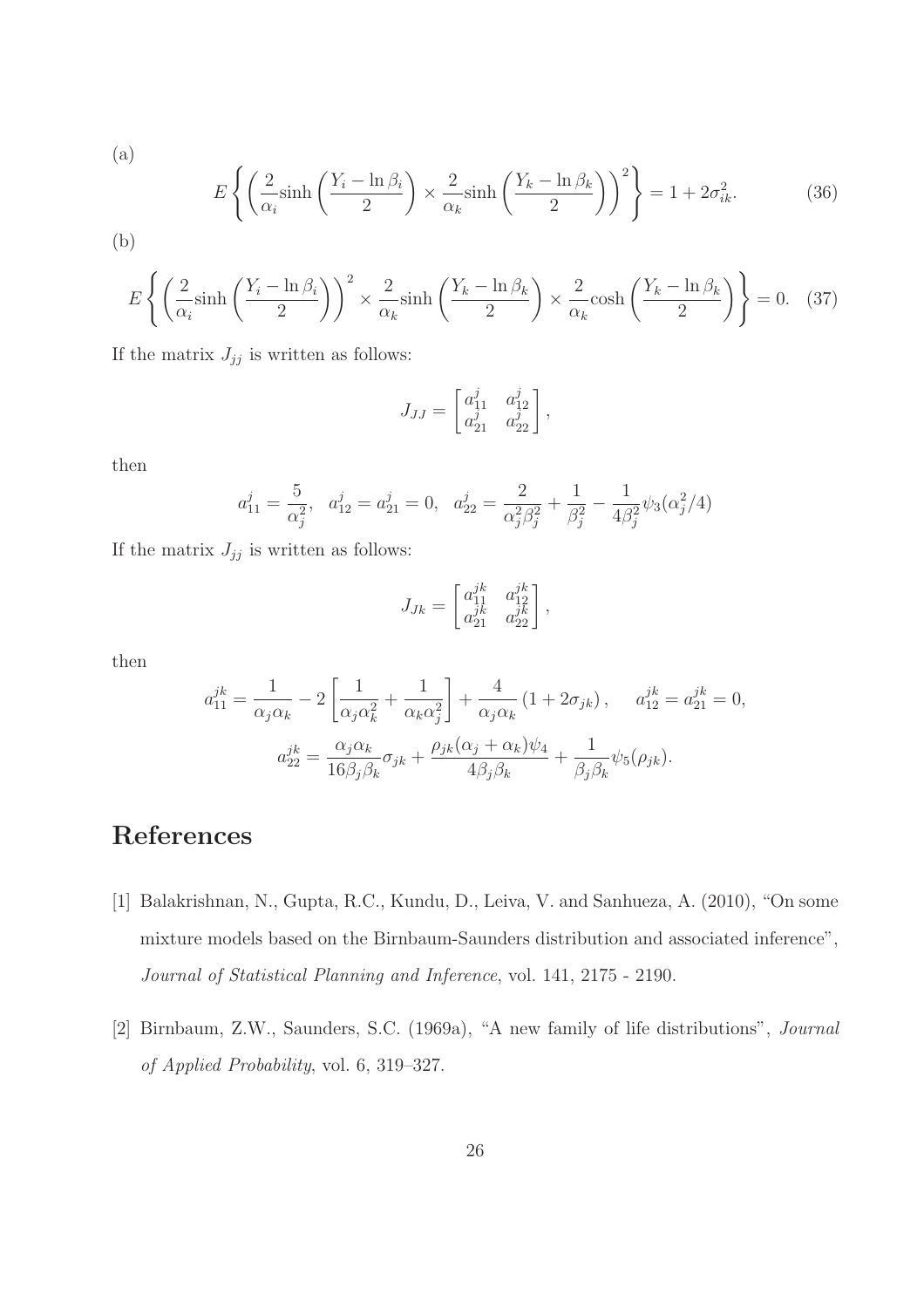(a)

$$E\left\{\left(\frac{2}{\alpha_i}\sinh\left(\frac{Y_i-\ln\beta_i}{2}\right)\times\frac{2}{\alpha_k}\sinh\left(\frac{Y_k-\ln\beta_k}{2}\right)\right)^2\right\}=1+2\sigma_{ik}^2. \tag{36}$$

(b)

$$E\left\{\left(\frac{2}{\alpha_i}\sinh\left(\frac{Y_i-\ln\beta_i}{2}\right)\right)^2\times\frac{2}{\alpha_k}\sinh\left(\frac{Y_k-\ln\beta_k}{2}\right)\times\frac{2}{\alpha_k}\cosh\left(\frac{Y_k-\ln\beta_k}{2}\right)\right\}=0. \tag{37}$$

If the matrix $J_{jj}$ is written as follows:

$$J_{JJ}=\begin{bmatrix} a_{11}^j & a_{12}^j \\ a_{21}^j & a_{22}^j \end{bmatrix},$$

then

$$a_{11}^j=\frac{5}{\alpha_j^2},\quad a_{12}^j=a_{21}^j=0,\quad a_{22}^j=\frac{2}{\alpha_j^2\beta_j^2}+\frac{1}{\beta_j^2}-\frac{1}{4\beta_j^2}\psi_3(\alpha_j^2/4)$$

If the matrix $J_{jj}$ is written as follows:

$$J_{Jk}=\begin{bmatrix} a_{11}^{jk} & a_{12}^{jk} \\ a_{21}^{jk} & a_{22}^{jk} \end{bmatrix},$$

then

$$a_{11}^{jk}=\frac{1}{\alpha_j\alpha_k}-2\left[\frac{1}{\alpha_j\alpha_k^2}+\frac{1}{\alpha_k\alpha_j^2}\right]+\frac{4}{\alpha_j\alpha_k}\left(1+2\sigma_{jk}\right),\qquad a_{12}^{jk}=a_{21}^{jk}=0,$$

$$a_{22}^{jk}=\frac{\alpha_j\alpha_k}{16\beta_j\beta_k}\sigma_{jk}+\frac{\rho_{jk}(\alpha_j+\alpha_k)\psi_4}{4\beta_j\beta_k}+\frac{1}{\beta_j\beta_k}\psi_5(\rho_{jk}).$$

# References

[1] Balakrishnan, N., Gupta, R.C., Kundu, D., Leiva, V. and Sanhueza, A. (2010), "On some mixture models based on the Birnbaum-Saunders distribution and associated inference", *Journal of Statistical Planning and Inference*, vol. 141, 2175 - 2190.

[2] Birnbaum, Z.W., Saunders, S.C. (1969a), "A new family of life distributions", *Journal of Applied Probability*, vol. 6, 319–327.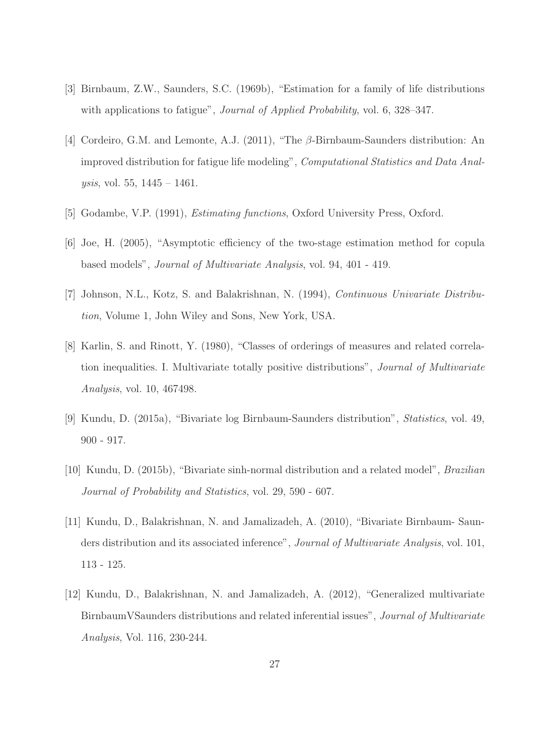[3] Birnbaum, Z.W., Saunders, S.C. (1969b), "Estimation for a family of life distributions with applications to fatigue", *Journal of Applied Probability*, vol. 6, 328–347.

[4] Cordeiro, G.M. and Lemonte, A.J. (2011), "The $\beta$-Birnbaum-Saunders distribution: An improved distribution for fatigue life modeling", *Computational Statistics and Data Analysis*, vol. 55, 1445 – 1461.

[5] Godambe, V.P. (1991), *Estimating functions*, Oxford University Press, Oxford.

[6] Joe, H. (2005), "Asymptotic efficiency of the two-stage estimation method for copula based models", *Journal of Multivariate Analysis*, vol. 94, 401 - 419.

[7] Johnson, N.L., Kotz, S. and Balakrishnan, N. (1994), *Continuous Univariate Distribution*, Volume 1, John Wiley and Sons, New York, USA.

[8] Karlin, S. and Rinott, Y. (1980), "Classes of orderings of measures and related correlation inequalities. I. Multivariate totally positive distributions", *Journal of Multivariate Analysis*, vol. 10, 467498.

[9] Kundu, D. (2015a), "Bivariate log Birnbaum-Saunders distribution", *Statistics*, vol. 49, 900 - 917.

[10] Kundu, D. (2015b), "Bivariate sinh-normal distribution and a related model", *Brazilian Journal of Probability and Statistics*, vol. 29, 590 - 607.

[11] Kundu, D., Balakrishnan, N. and Jamalizadeh, A. (2010), "Bivariate Birnbaum- Saunders distribution and its associated inference", *Journal of Multivariate Analysis*, vol. 101, 113 - 125.

[12] Kundu, D., Balakrishnan, N. and Jamalizadeh, A. (2012), "Generalized multivariate BirnbaumVSaunders distributions and related inferential issues", *Journal of Multivariate Analysis*, Vol. 116, 230-244.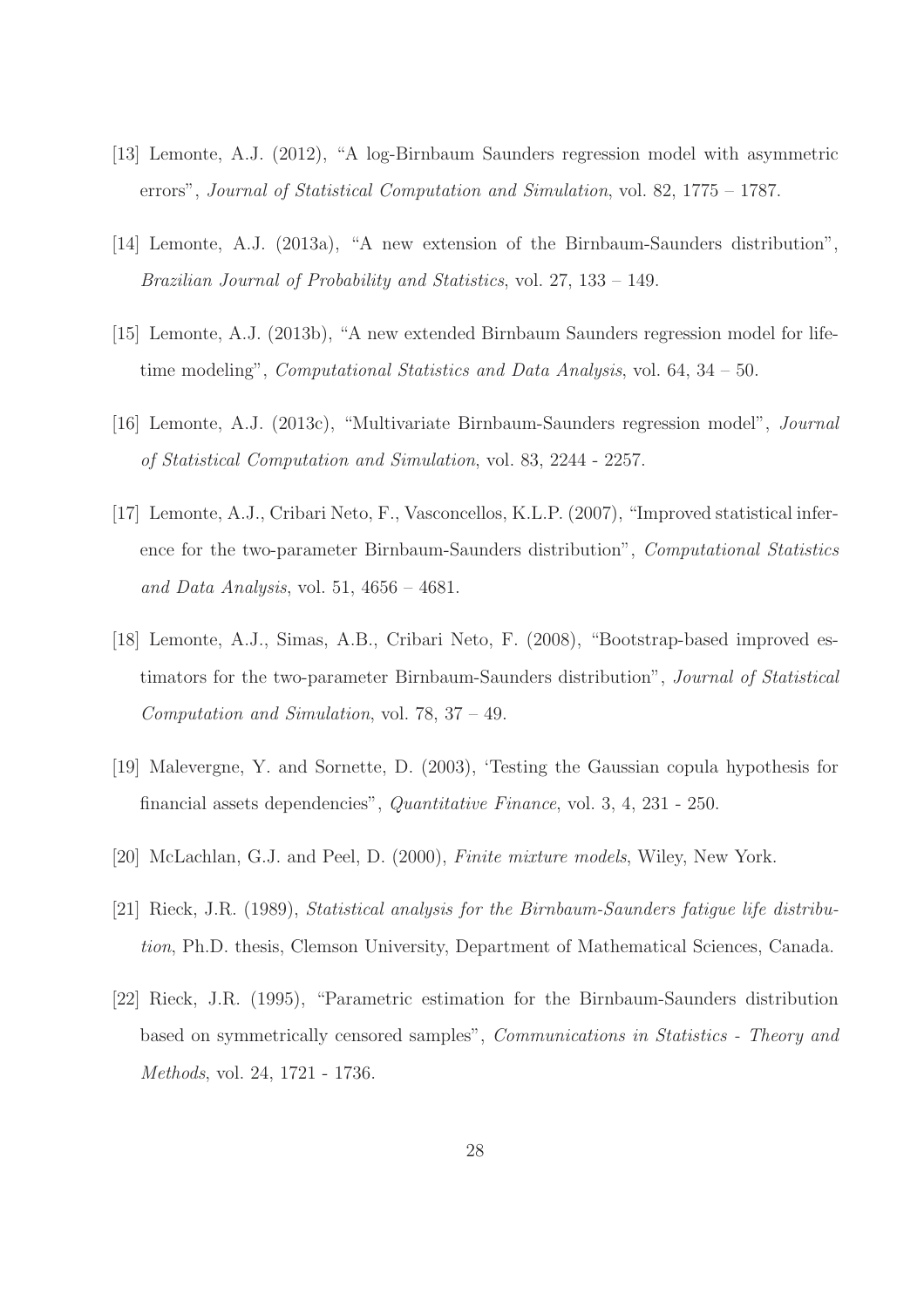[13] Lemonte, A.J. (2012), "A log-Birnbaum Saunders regression model with asymmetric errors", *Journal of Statistical Computation and Simulation*, vol. 82, 1775 – 1787.

[14] Lemonte, A.J. (2013a), "A new extension of the Birnbaum-Saunders distribution", *Brazilian Journal of Probability and Statistics*, vol. 27, 133 – 149.

[15] Lemonte, A.J. (2013b), "A new extended Birnbaum Saunders regression model for lifetime modeling", *Computational Statistics and Data Analysis*, vol. 64, 34 – 50.

[16] Lemonte, A.J. (2013c), "Multivariate Birnbaum-Saunders regression model", *Journal of Statistical Computation and Simulation*, vol. 83, 2244 - 2257.

[17] Lemonte, A.J., Cribari Neto, F., Vasconcellos, K.L.P. (2007), "Improved statistical inference for the two-parameter Birnbaum-Saunders distribution", *Computational Statistics and Data Analysis*, vol. 51, 4656 – 4681.

[18] Lemonte, A.J., Simas, A.B., Cribari Neto, F. (2008), "Bootstrap-based improved estimators for the two-parameter Birnbaum-Saunders distribution", *Journal of Statistical Computation and Simulation*, vol. 78, 37 – 49.

[19] Malevergne, Y. and Sornette, D. (2003), 'Testing the Gaussian copula hypothesis for financial assets dependencies", *Quantitative Finance*, vol. 3, 4, 231 - 250.

[20] McLachlan, G.J. and Peel, D. (2000), *Finite mixture models*, Wiley, New York.

[21] Rieck, J.R. (1989), *Statistical analysis for the Birnbaum-Saunders fatigue life distribution*, Ph.D. thesis, Clemson University, Department of Mathematical Sciences, Canada.

[22] Rieck, J.R. (1995), "Parametric estimation for the Birnbaum-Saunders distribution based on symmetrically censored samples", *Communications in Statistics - Theory and Methods*, vol. 24, 1721 - 1736.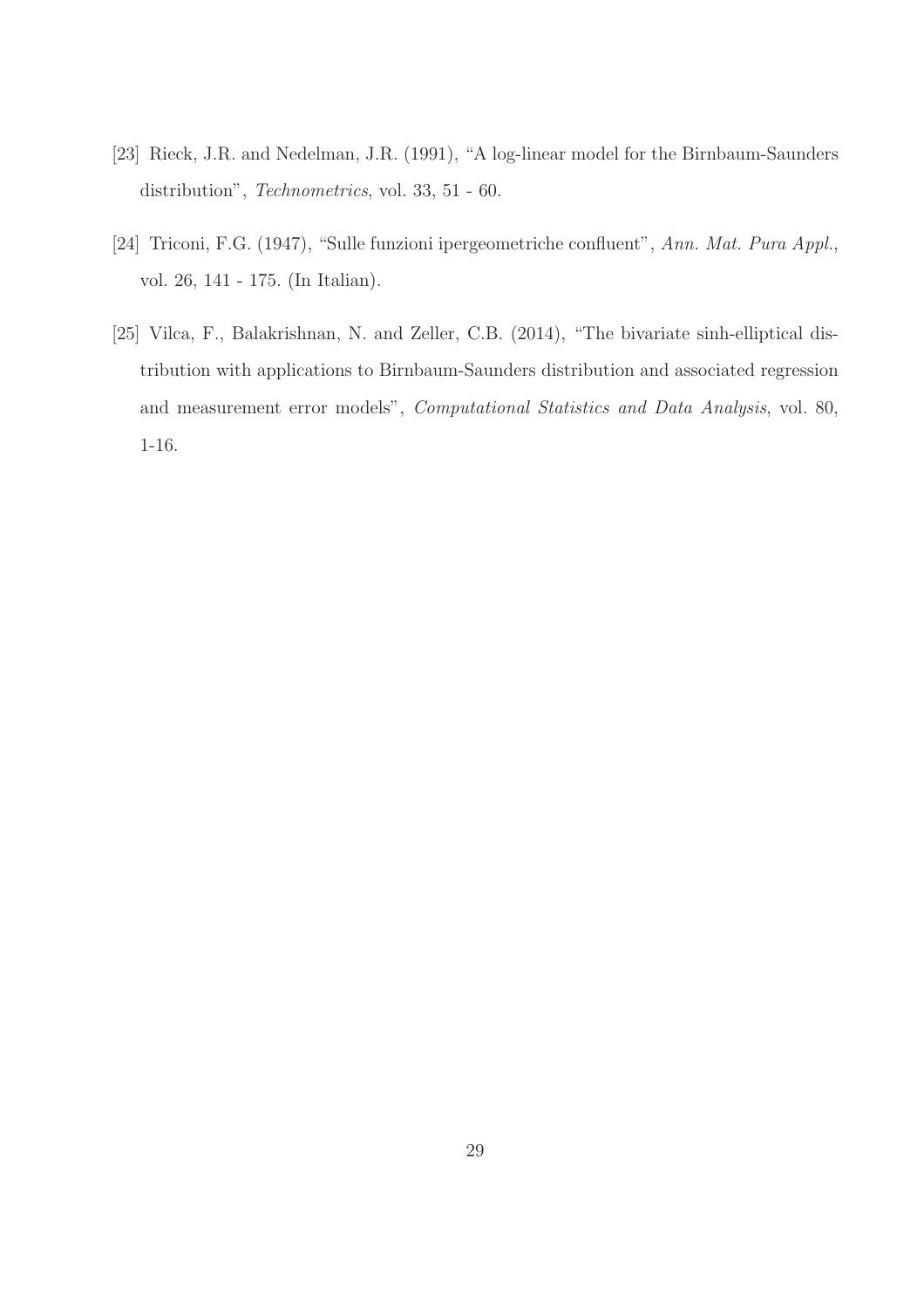[23] Rieck, J.R. and Nedelman, J.R. (1991), "A log-linear model for the Birnbaum-Saunders distribution", *Technometrics*, vol. 33, 51 - 60.

[24] Triconi, F.G. (1947), "Sulle funzioni ipergeometriche confluent", *Ann. Mat. Pura Appl.*, vol. 26, 141 - 175. (In Italian).

[25] Vilca, F., Balakrishnan, N. and Zeller, C.B. (2014), "The bivariate sinh-elliptical distribution with applications to Birnbaum-Saunders distribution and associated regression and measurement error models", *Computational Statistics and Data Analysis*, vol. 80, 1-16.